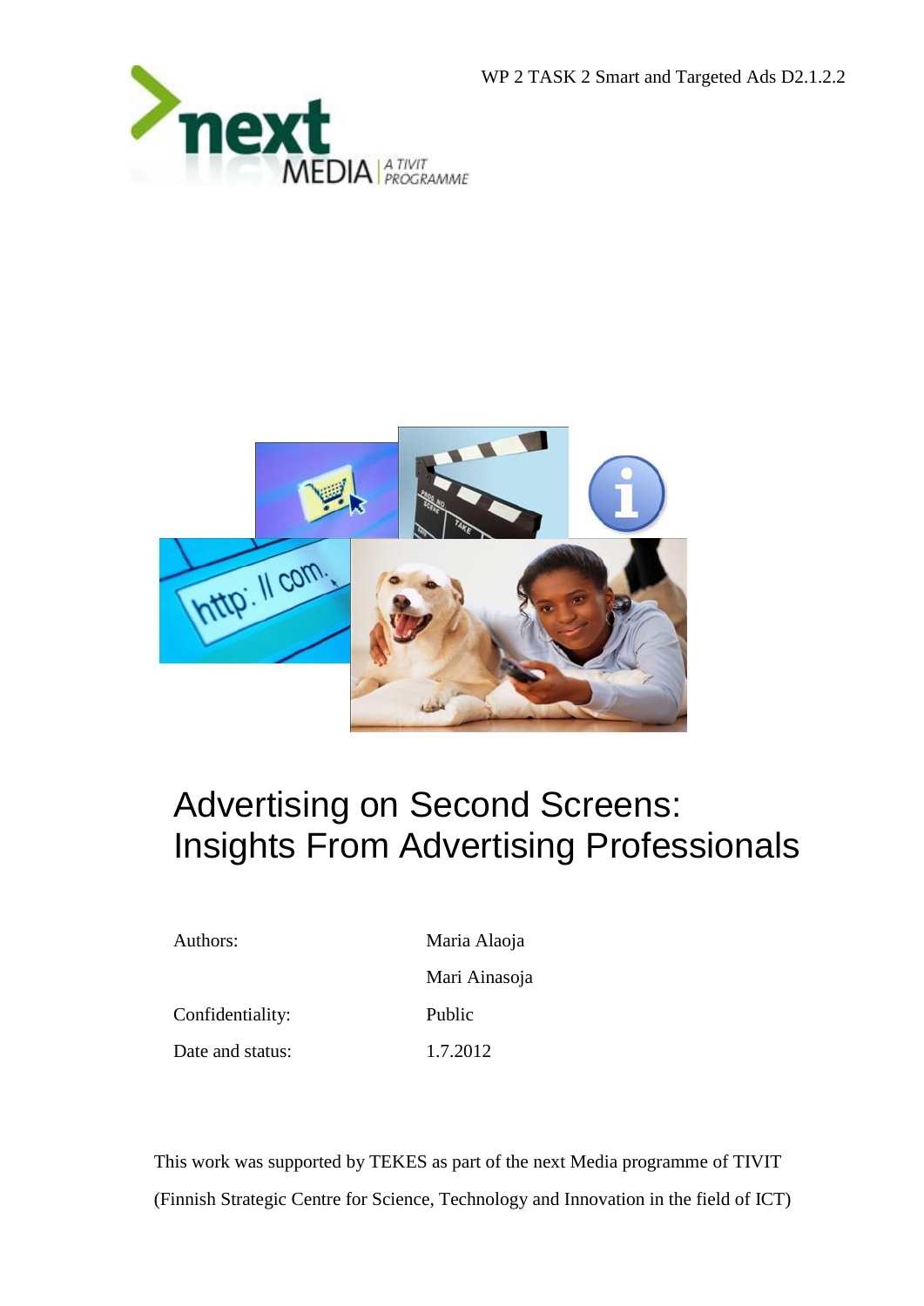WP 2 TASK 2 Smart and Targeted Ads D2.1.2.2

# Advertising on Second Screens: Insights From Advertising Professionals

| | |
|---|---|
| Authors: | Maria Alaoja |
| | Mari Ainasoja |
| Confidentiality: | Public |
| Date and status: | 1.7.2012 |

This work was supported by TEKES as part of the next Media programme of TIVIT (Finnish Strategic Centre for Science, Technology and Innovation in the field of ICT)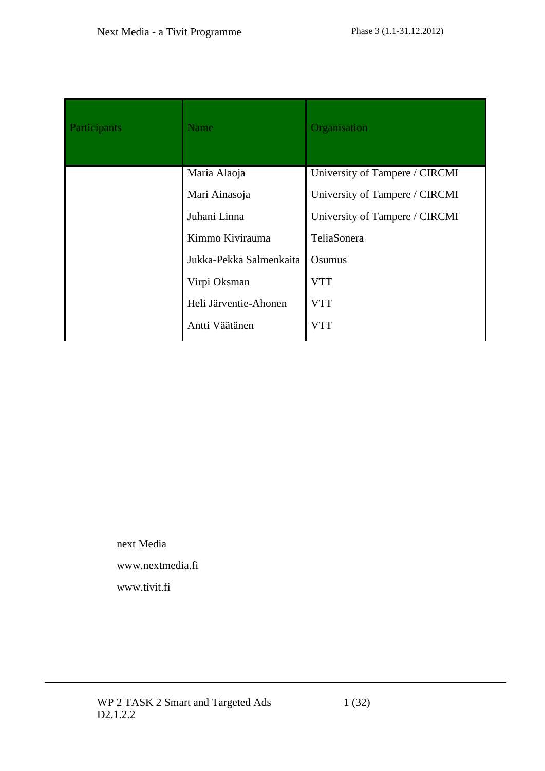| Participants | Name | Organisation |
|---|---|---|
| | Maria Alaoja | University of Tampere / CIRCMI |
| | Mari Ainasoja | University of Tampere / CIRCMI |
| | Juhani Linna | University of Tampere / CIRCMI |
| | Kimmo Kivirauma | TeliaSonera |
| | Jukka-Pekka Salmenkaita | Osumus |
| | Virpi Oksman | VTT |
| | Heli Järventie-Ahonen | VTT |
| | Antti Väätänen | VTT |

next Media

www.nextmedia.fi

www.tivit.fi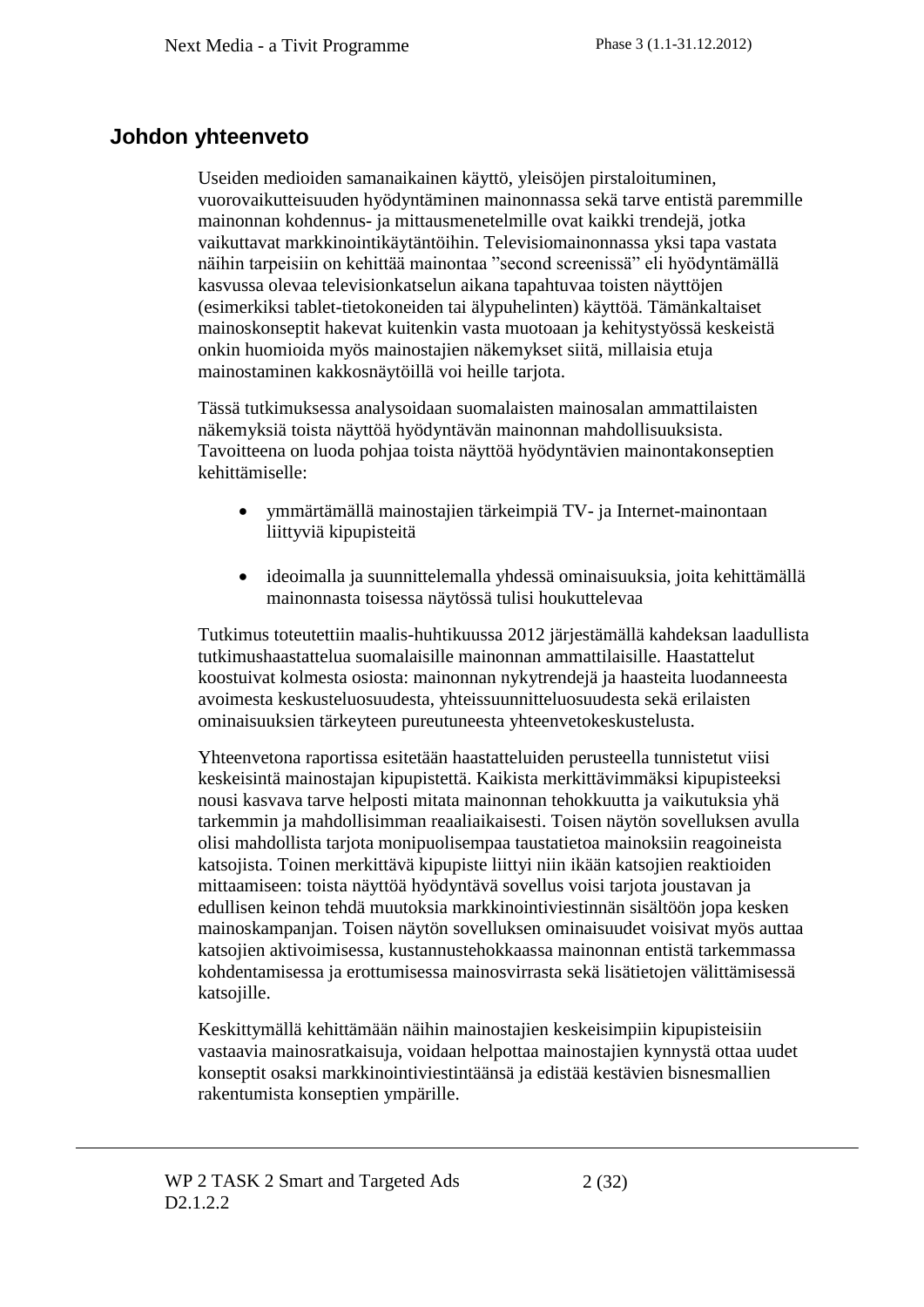## Johdon yhteenveto

Useiden medioiden samanaikainen käyttö, yleisöjen pirstaloituminen, vuorovaikutteisuuden hyödyntäminen mainonnassa sekä tarve entistä paremmille mainonnan kohdennus- ja mittausmenetelmille ovat kaikki trendejä, jotka vaikuttavat markkinointikäytäntöihin. Televisiomainonnassa yksi tapa vastata näihin tarpeisiin on kehittää mainontaa "second screenissä" eli hyödyntämällä kasvussa olevaa televisionkatselun aikana tapahtuvaa toisten näyttöjen (esimerkiksi tablet-tietokoneiden tai älypuhelinten) käyttöä. Tämänkaltaiset mainoskonseptit hakevat kuitenkin vasta muotoaan ja kehitystyössä keskeistä onkin huomioida myös mainostajien näkemykset siitä, millaisia etuja mainostaminen kakkosnäytöillä voi heille tarjota.

Tässä tutkimuksessa analysoidaan suomalaisten mainosalan ammattilaisten näkemyksiä toista näyttöä hyödyntävän mainonnan mahdollisuuksista. Tavoitteena on luoda pohjaa toista näyttöä hyödyntävien mainontakonseptien kehittämiselle:

- ymmärtämällä mainostajien tärkeimpiä TV- ja Internet-mainontaan liittyviä kipupisteitä
- ideoimalla ja suunnittelemalla yhdessä ominaisuuksia, joita kehittämällä mainonnasta toisessa näytössä tulisi houkuttelevaa

Tutkimus toteutettiin maalis-huhtikuussa 2012 järjestämällä kahdeksan laadullista tutkimushaastattelua suomalaisille mainonnan ammattilaisille. Haastattelut koostuivat kolmesta osiosta: mainonnan nykytrendejä ja haasteita luodanneesta avoimesta keskusteluosuudesta, yhteissuunnitteluosuudesta sekä erilaisten ominaisuuksien tärkeyteen pureutuneesta yhteenvetokeskustelusta.

Yhteenvetona raportissa esitetään haastatteluiden perusteella tunnistetut viisi keskeisintä mainostajan kipupistettä. Kaikista merkittävimmäksi kipupisteeksi nousi kasvava tarve helposti mitata mainonnan tehokkuutta ja vaikutuksia yhä tarkemmin ja mahdollisimman reaaliaikaisesti. Toisen näytön sovelluksen avulla olisi mahdollista tarjota monipuolisempaa taustatietoa mainoksiin reagoineista katsojista. Toinen merkittävä kipupiste liittyi niin ikään katsojien reaktioiden mittaamiseen: toista näyttöä hyödyntävä sovellus voisi tarjota joustavan ja edullisen keinon tehdä muutoksia markkinointiviestinnän sisältöön jopa kesken mainoskampanjan. Toisen näytön sovelluksen ominaisuudet voisivat myös auttaa katsojien aktivoimisessa, kustannustehokkaassa mainonnan entistä tarkemmassa kohdentamisessa ja erottumisessa mainosvirrasta sekä lisätietojen välittämisessä katsojille.

Keskittymällä kehittämään näihin mainostajien keskeisimpiin kipupisteisiin vastaavia mainosratkaisuja, voidaan helpottaa mainostajien kynnystä ottaa uudet konseptit osaksi markkinointiviestintäänsä ja edistää kestävien bisnesmallien rakentumista konseptien ympärille.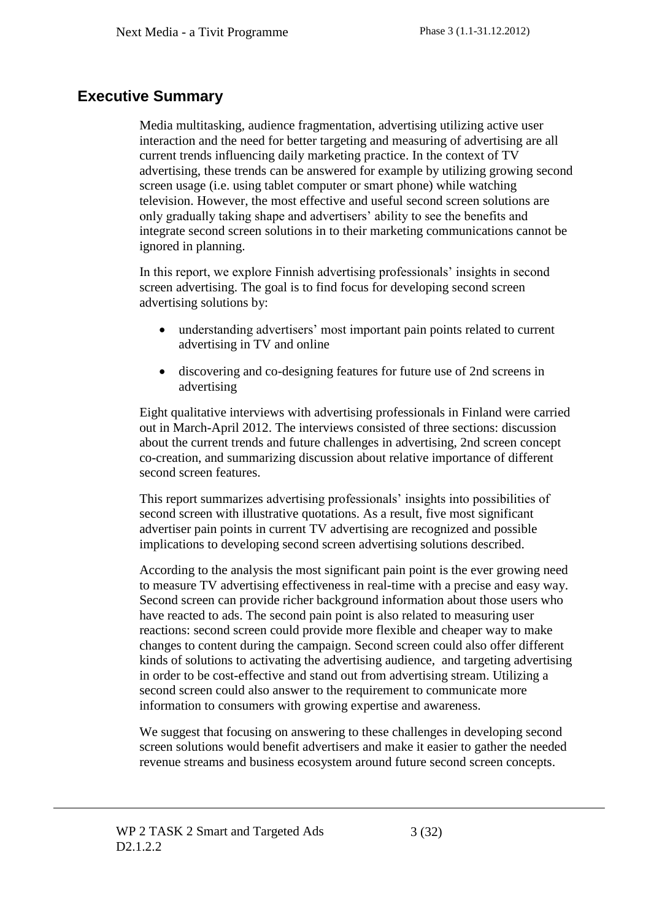## Executive Summary

Media multitasking, audience fragmentation, advertising utilizing active user interaction and the need for better targeting and measuring of advertising are all current trends influencing daily marketing practice. In the context of TV advertising, these trends can be answered for example by utilizing growing second screen usage (i.e. using tablet computer or smart phone) while watching television. However, the most effective and useful second screen solutions are only gradually taking shape and advertisers' ability to see the benefits and integrate second screen solutions in to their marketing communications cannot be ignored in planning.

In this report, we explore Finnish advertising professionals' insights in second screen advertising. The goal is to find focus for developing second screen advertising solutions by:

- understanding advertisers' most important pain points related to current advertising in TV and online
- discovering and co-designing features for future use of 2nd screens in advertising

Eight qualitative interviews with advertising professionals in Finland were carried out in March-April 2012. The interviews consisted of three sections: discussion about the current trends and future challenges in advertising, 2nd screen concept co-creation, and summarizing discussion about relative importance of different second screen features.

This report summarizes advertising professionals' insights into possibilities of second screen with illustrative quotations. As a result, five most significant advertiser pain points in current TV advertising are recognized and possible implications to developing second screen advertising solutions described.

According to the analysis the most significant pain point is the ever growing need to measure TV advertising effectiveness in real-time with a precise and easy way. Second screen can provide richer background information about those users who have reacted to ads. The second pain point is also related to measuring user reactions: second screen could provide more flexible and cheaper way to make changes to content during the campaign. Second screen could also offer different kinds of solutions to activating the advertising audience, and targeting advertising in order to be cost-effective and stand out from advertising stream. Utilizing a second screen could also answer to the requirement to communicate more information to consumers with growing expertise and awareness.

We suggest that focusing on answering to these challenges in developing second screen solutions would benefit advertisers and make it easier to gather the needed revenue streams and business ecosystem around future second screen concepts.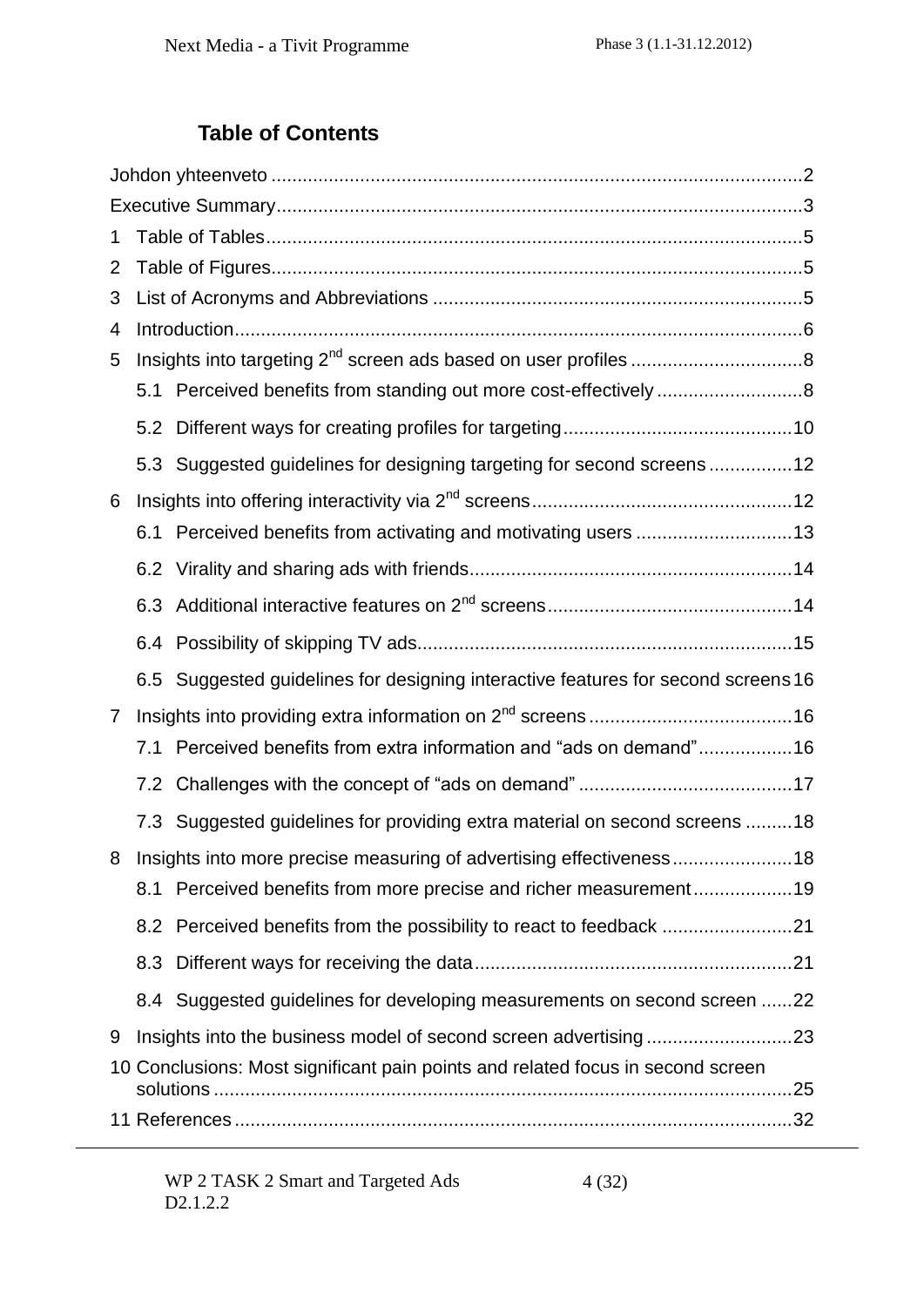# Table of Contents

Johdon yhteenveto .....................................................................................................2

Executive Summary....................................................................................................3

1 Table of Tables......................................................................................................5

2 Table of Figures.....................................................................................................5

3 List of Acronyms and Abbreviations .......................................................................5

4 Introduction............................................................................................................6

5 Insights into targeting 2nd screen ads based on user profiles .................................8

 5.1 Perceived benefits from standing out more cost-effectively ............................8

 5.2 Different ways for creating profiles for targeting............................................10

 5.3 Suggested guidelines for designing targeting for second screens ................12

6 Insights into offering interactivity via 2nd screens..................................................12

 6.1 Perceived benefits from activating and motivating users ..............................13

 6.2 Virality and sharing ads with friends..............................................................14

 6.3 Additional interactive features on 2nd screens...............................................14

 6.4 Possibility of skipping TV ads........................................................................15

 6.5 Suggested guidelines for designing interactive features for second screens 16

7 Insights into providing extra information on 2nd screens .......................................16

 7.1 Perceived benefits from extra information and “ads on demand”..................16

 7.2 Challenges with the concept of “ads on demand” .........................................17

 7.3 Suggested guidelines for providing extra material on second screens .........18

8 Insights into more precise measuring of advertising effectiveness.......................18

 8.1 Perceived benefits from more precise and richer measurement...................19

 8.2 Perceived benefits from the possibility to react to feedback .........................21

 8.3 Different ways for receiving the data.............................................................21

 8.4 Suggested guidelines for developing measurements on second screen ......22

9 Insights into the business model of second screen advertising ............................23

10 Conclusions: Most significant pain points and related focus in second screen solutions ...............................................................................................................25

11 References ..........................................................................................................32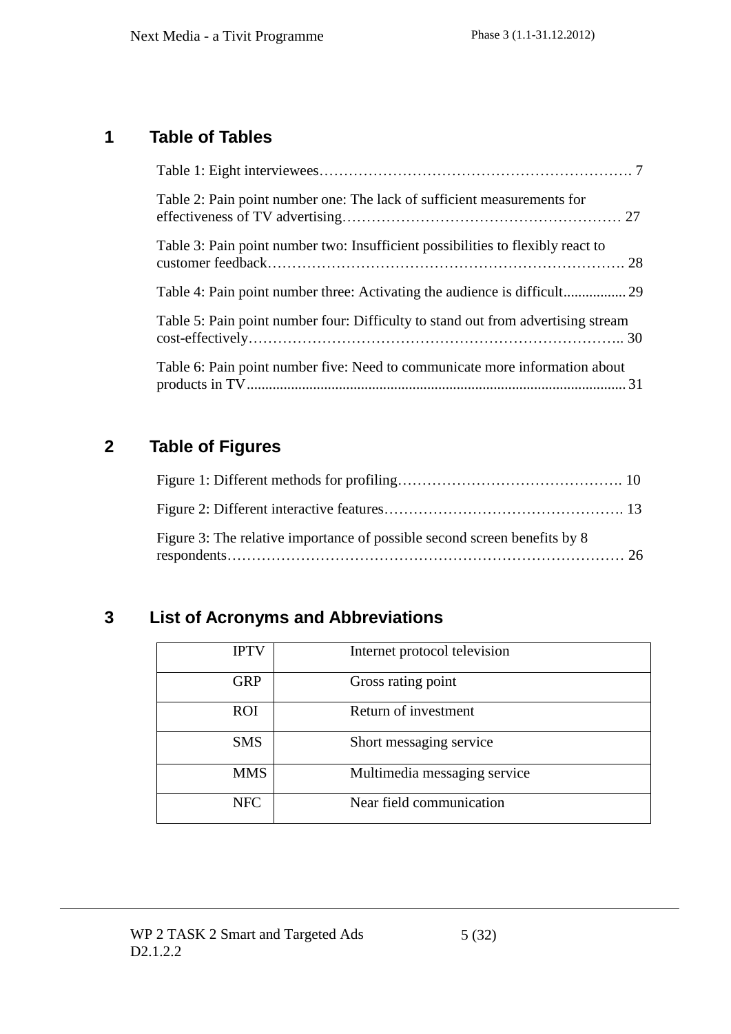# 1 Table of Tables

Table 1: Eight interviewees………………………………………………………. 7

Table 2: Pain point number one: The lack of sufficient measurements for effectiveness of TV advertising………………………………………………… 27

Table 3: Pain point number two: Insufficient possibilities to flexibly react to customer feedback………………………………………………………………. 28

Table 4: Pain point number three: Activating the audience is difficult................. 29

Table 5: Pain point number four: Difficulty to stand out from advertising stream cost-effectively………………………………………………………………….. 30

Table 6: Pain point number five: Need to communicate more information about products in TV...................................................................................................... 31

# 2 Table of Figures

Figure 1: Different methods for profiling………………………………………. 10

Figure 2: Different interactive features…………………………………………. 13

Figure 3: The relative importance of possible second screen benefits by 8 respondents……………………………………………………………………… 26

# 3 List of Acronyms and Abbreviations

| | |
|---|---|
| IPTV | Internet protocol television |
| GRP | Gross rating point |
| ROI | Return of investment |
| SMS | Short messaging service |
| MMS | Multimedia messaging service |
| NFC | Near field communication |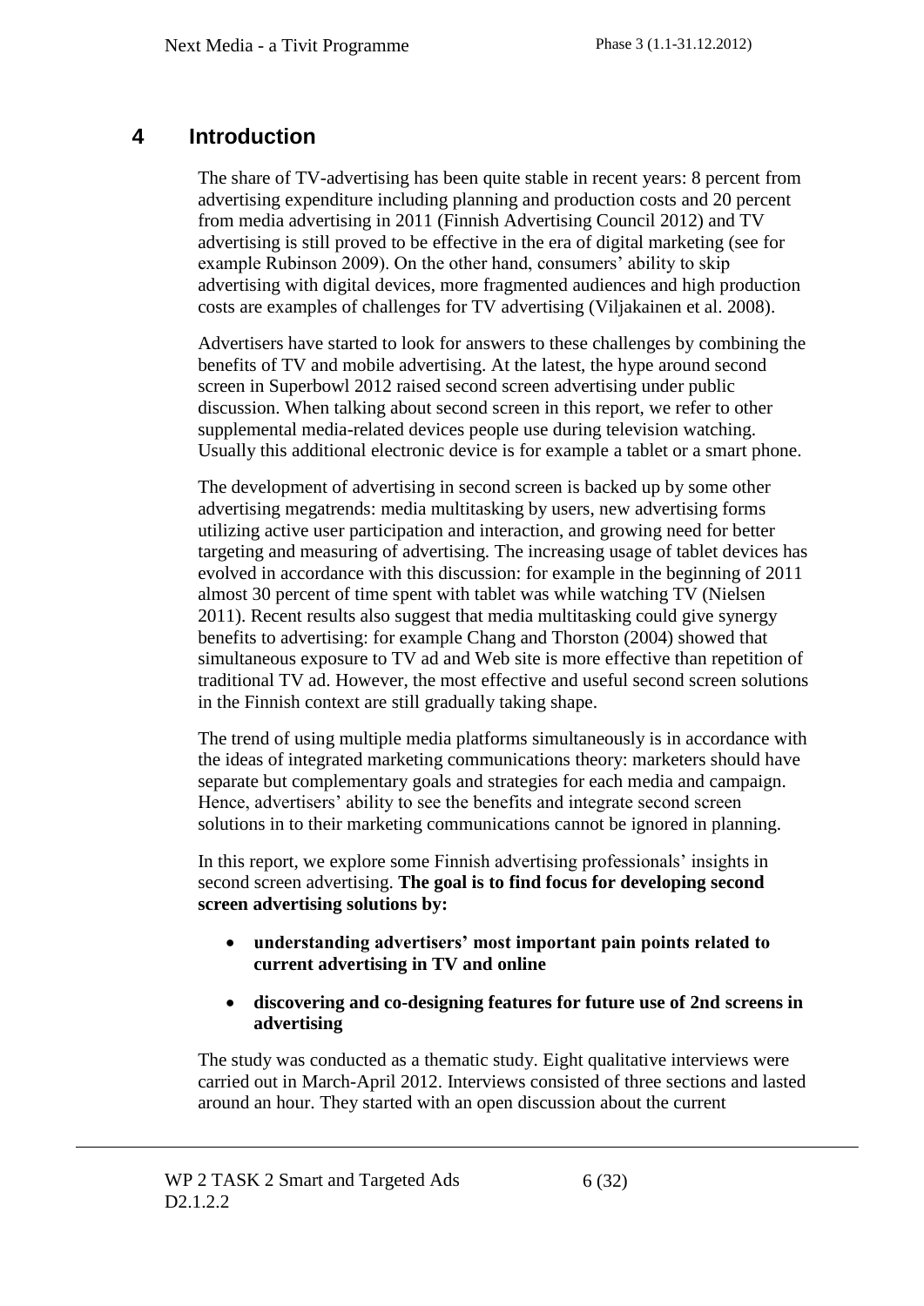# 4 Introduction

The share of TV-advertising has been quite stable in recent years: 8 percent from advertising expenditure including planning and production costs and 20 percent from media advertising in 2011 (Finnish Advertising Council 2012) and TV advertising is still proved to be effective in the era of digital marketing (see for example Rubinson 2009). On the other hand, consumers' ability to skip advertising with digital devices, more fragmented audiences and high production costs are examples of challenges for TV advertising (Viljakainen et al. 2008).

Advertisers have started to look for answers to these challenges by combining the benefits of TV and mobile advertising. At the latest, the hype around second screen in Superbowl 2012 raised second screen advertising under public discussion. When talking about second screen in this report, we refer to other supplemental media-related devices people use during television watching. Usually this additional electronic device is for example a tablet or a smart phone.

The development of advertising in second screen is backed up by some other advertising megatrends: media multitasking by users, new advertising forms utilizing active user participation and interaction, and growing need for better targeting and measuring of advertising. The increasing usage of tablet devices has evolved in accordance with this discussion: for example in the beginning of 2011 almost 30 percent of time spent with tablet was while watching TV (Nielsen 2011). Recent results also suggest that media multitasking could give synergy benefits to advertising: for example Chang and Thorston (2004) showed that simultaneous exposure to TV ad and Web site is more effective than repetition of traditional TV ad. However, the most effective and useful second screen solutions in the Finnish context are still gradually taking shape.

The trend of using multiple media platforms simultaneously is in accordance with the ideas of integrated marketing communications theory: marketers should have separate but complementary goals and strategies for each media and campaign. Hence, advertisers' ability to see the benefits and integrate second screen solutions in to their marketing communications cannot be ignored in planning.

In this report, we explore some Finnish advertising professionals' insights in second screen advertising. **The goal is to find focus for developing second screen advertising solutions by:**

- **understanding advertisers' most important pain points related to current advertising in TV and online**
- **discovering and co-designing features for future use of 2nd screens in advertising**

The study was conducted as a thematic study. Eight qualitative interviews were carried out in March-April 2012. Interviews consisted of three sections and lasted around an hour. They started with an open discussion about the current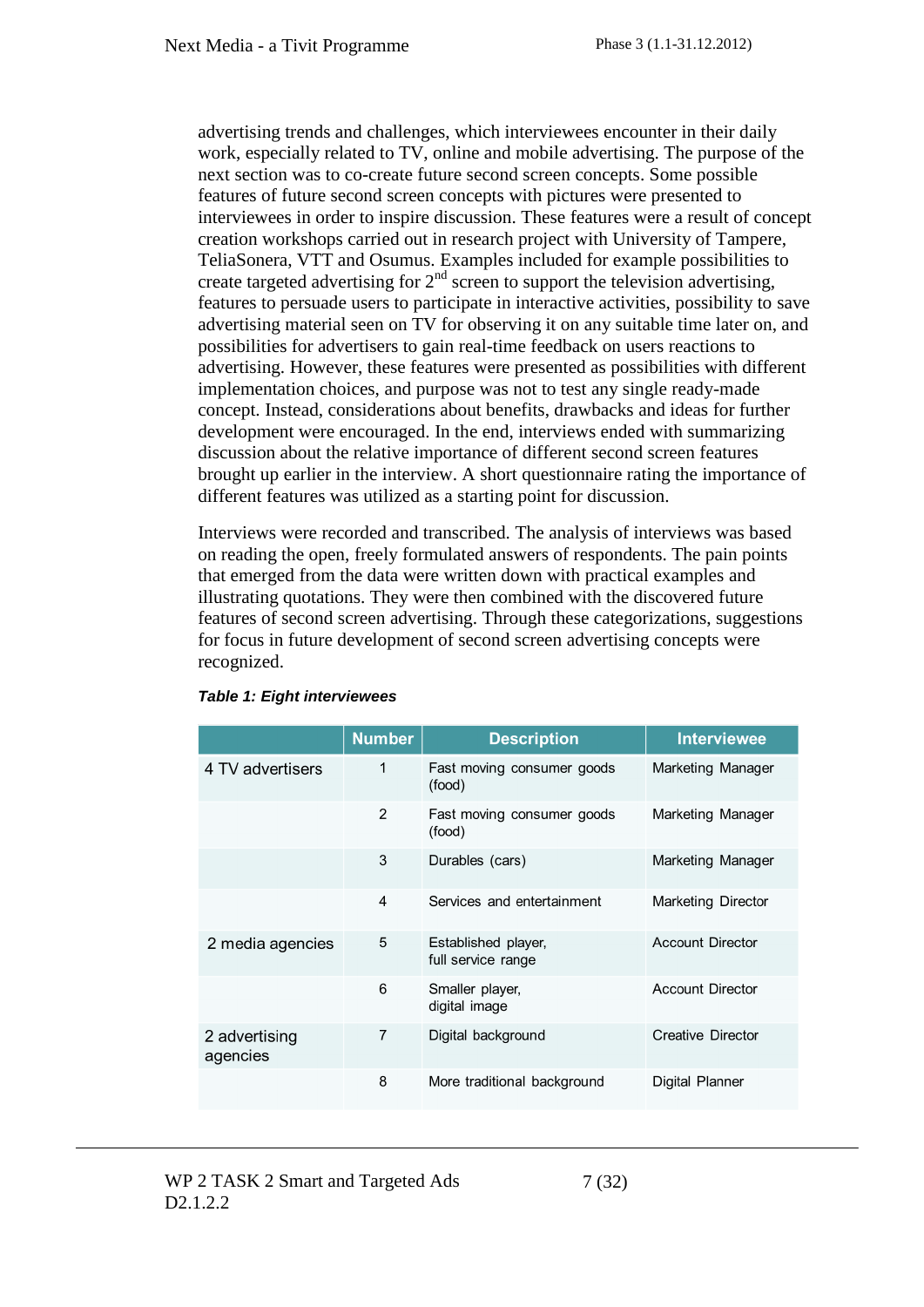advertising trends and challenges, which interviewees encounter in their daily work, especially related to TV, online and mobile advertising. The purpose of the next section was to co-create future second screen concepts. Some possible features of future second screen concepts with pictures were presented to interviewees in order to inspire discussion. These features were a result of concept creation workshops carried out in research project with University of Tampere, TeliaSonera, VTT and Osumus. Examples included for example possibilities to create targeted advertising for 2$^{nd}$ screen to support the television advertising, features to persuade users to participate in interactive activities, possibility to save advertising material seen on TV for observing it on any suitable time later on, and possibilities for advertisers to gain real-time feedback on users reactions to advertising. However, these features were presented as possibilities with different implementation choices, and purpose was not to test any single ready-made concept. Instead, considerations about benefits, drawbacks and ideas for further development were encouraged. In the end, interviews ended with summarizing discussion about the relative importance of different second screen features brought up earlier in the interview. A short questionnaire rating the importance of different features was utilized as a starting point for discussion.

Interviews were recorded and transcribed. The analysis of interviews was based on reading the open, freely formulated answers of respondents. The pain points that emerged from the data were written down with practical examples and illustrating quotations. They were then combined with the discovered future features of second screen advertising. Through these categorizations, suggestions for focus in future development of second screen advertising concepts were recognized.

***Table 1: Eight interviewees***

| | Number | Description | Interviewee |
|---|---|---|---|
| 4 TV advertisers | 1 | Fast moving consumer goods (food) | Marketing Manager |
| | 2 | Fast moving consumer goods (food) | Marketing Manager |
| | 3 | Durables (cars) | Marketing Manager |
| | 4 | Services and entertainment | Marketing Director |
| 2 media agencies | 5 | Established player, full service range | Account Director |
| | 6 | Smaller player, digital image | Account Director |
| 2 advertising agencies | 7 | Digital background | Creative Director |
| | 8 | More traditional background | Digital Planner |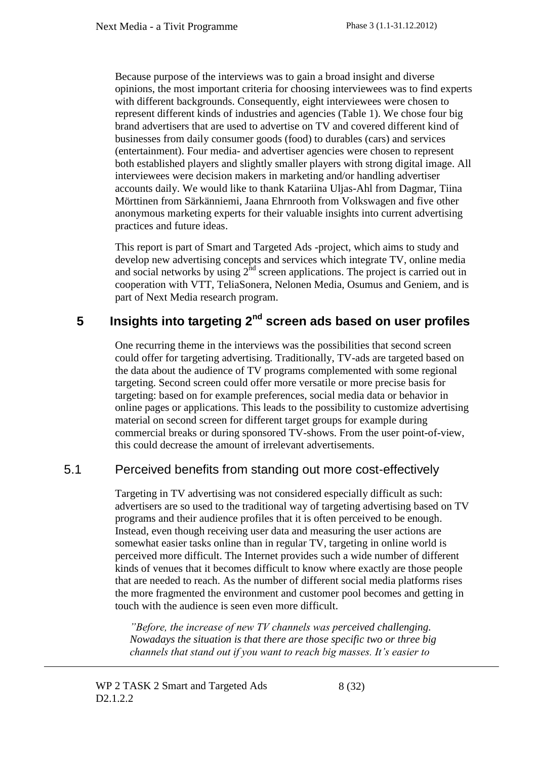Because purpose of the interviews was to gain a broad insight and diverse opinions, the most important criteria for choosing interviewees was to find experts with different backgrounds. Consequently, eight interviewees were chosen to represent different kinds of industries and agencies (Table 1). We chose four big brand advertisers that are used to advertise on TV and covered different kind of businesses from daily consumer goods (food) to durables (cars) and services (entertainment). Four media- and advertiser agencies were chosen to represent both established players and slightly smaller players with strong digital image. All interviewees were decision makers in marketing and/or handling advertiser accounts daily. We would like to thank Katariina Uljas-Ahl from Dagmar, Tiina Mörttinen from Särkänniemi, Jaana Ehrnrooth from Volkswagen and five other anonymous marketing experts for their valuable insights into current advertising practices and future ideas.

This report is part of Smart and Targeted Ads -project, which aims to study and develop new advertising concepts and services which integrate TV, online media and social networks by using 2nd screen applications. The project is carried out in cooperation with VTT, TeliaSonera, Nelonen Media, Osumus and Geniem, and is part of Next Media research program.

# 5 Insights into targeting 2nd screen ads based on user profiles

One recurring theme in the interviews was the possibilities that second screen could offer for targeting advertising. Traditionally, TV-ads are targeted based on the data about the audience of TV programs complemented with some regional targeting. Second screen could offer more versatile or more precise basis for targeting: based on for example preferences, social media data or behavior in online pages or applications. This leads to the possibility to customize advertising material on second screen for different target groups for example during commercial breaks or during sponsored TV-shows. From the user point-of-view, this could decrease the amount of irrelevant advertisements.

## 5.1 Perceived benefits from standing out more cost-effectively

Targeting in TV advertising was not considered especially difficult as such: advertisers are so used to the traditional way of targeting advertising based on TV programs and their audience profiles that it is often perceived to be enough. Instead, even though receiving user data and measuring the user actions are somewhat easier tasks online than in regular TV, targeting in online world is perceived more difficult. The Internet provides such a wide number of different kinds of venues that it becomes difficult to know where exactly are those people that are needed to reach. As the number of different social media platforms rises the more fragmented the environment and customer pool becomes and getting in touch with the audience is seen even more difficult.

*"Before, the increase of new TV channels was perceived challenging. Nowadays the situation is that there are those specific two or three big channels that stand out if you want to reach big masses. It's easier to*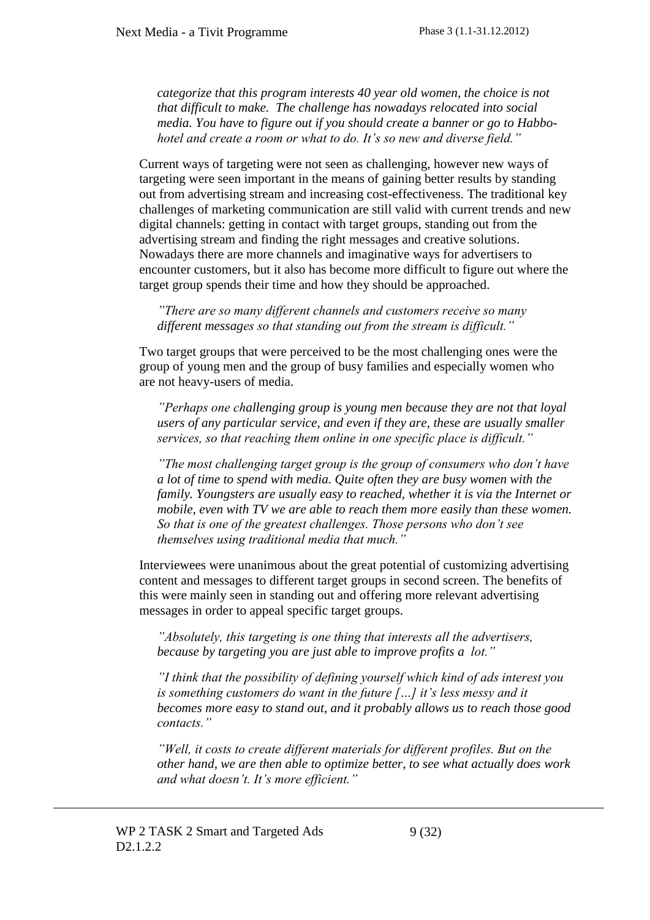*categorize that this program interests 40 year old women, the choice is not that difficult to make. The challenge has nowadays relocated into social media. You have to figure out if you should create a banner or go to Habbo-hotel and create a room or what to do. It's so new and diverse field."*

Current ways of targeting were not seen as challenging, however new ways of targeting were seen important in the means of gaining better results by standing out from advertising stream and increasing cost-effectiveness. The traditional key challenges of marketing communication are still valid with current trends and new digital channels: getting in contact with target groups, standing out from the advertising stream and finding the right messages and creative solutions. Nowadays there are more channels and imaginative ways for advertisers to encounter customers, but it also has become more difficult to figure out where the target group spends their time and how they should be approached.

*"There are so many different channels and customers receive so many different messages so that standing out from the stream is difficult."*

Two target groups that were perceived to be the most challenging ones were the group of young men and the group of busy families and especially women who are not heavy-users of media.

*"Perhaps one challenging group is young men because they are not that loyal users of any particular service, and even if they are, these are usually smaller services, so that reaching them online in one specific place is difficult."*

*"The most challenging target group is the group of consumers who don't have a lot of time to spend with media. Quite often they are busy women with the family. Youngsters are usually easy to reached, whether it is via the Internet or mobile, even with TV we are able to reach them more easily than these women. So that is one of the greatest challenges. Those persons who don't see themselves using traditional media that much."*

Interviewees were unanimous about the great potential of customizing advertising content and messages to different target groups in second screen. The benefits of this were mainly seen in standing out and offering more relevant advertising messages in order to appeal specific target groups.

*"Absolutely, this targeting is one thing that interests all the advertisers, because by targeting you are just able to improve profits a lot."*

*"I think that the possibility of defining yourself which kind of ads interest you is something customers do want in the future […] it's less messy and it becomes more easy to stand out, and it probably allows us to reach those good contacts."*

*"Well, it costs to create different materials for different profiles. But on the other hand, we are then able to optimize better, to see what actually does work and what doesn't. It's more efficient."*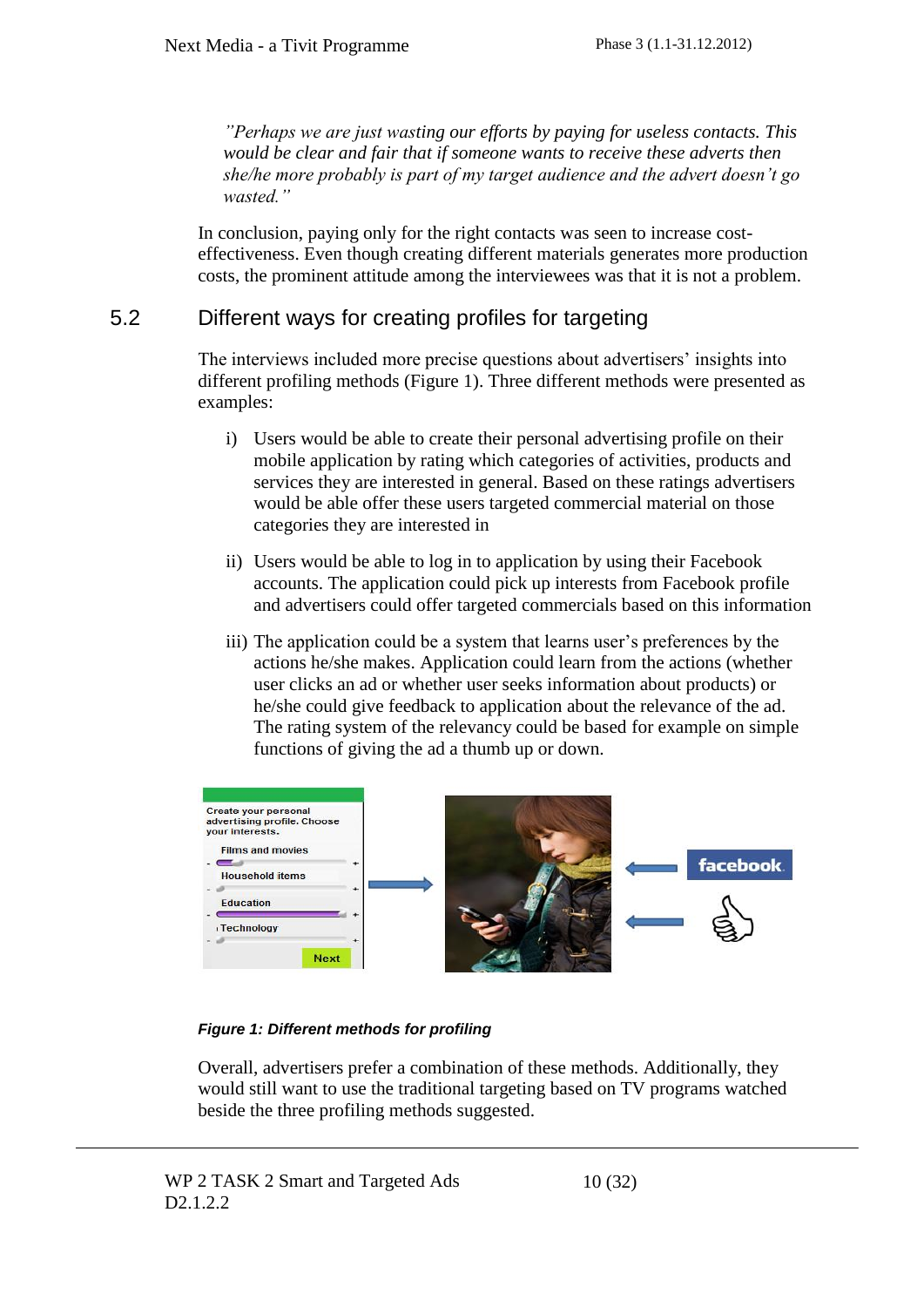*"Perhaps we are just wasting our efforts by paying for useless contacts. This would be clear and fair that if someone wants to receive these adverts then she/he more probably is part of my target audience and the advert doesn't go wasted."*

In conclusion, paying only for the right contacts was seen to increase cost-effectiveness. Even though creating different materials generates more production costs, the prominent attitude among the interviewees was that it is not a problem.

## 5.2 Different ways for creating profiles for targeting

The interviews included more precise questions about advertisers' insights into different profiling methods (Figure 1). Three different methods were presented as examples:

i) Users would be able to create their personal advertising profile on their mobile application by rating which categories of activities, products and services they are interested in general. Based on these ratings advertisers would be able offer these users targeted commercial material on those categories they are interested in

ii) Users would be able to log in to application by using their Facebook accounts. The application could pick up interests from Facebook profile and advertisers could offer targeted commercials based on this information

iii) The application could be a system that learns user's preferences by the actions he/she makes. Application could learn from the actions (whether user clicks an ad or whether user seeks information about products) or he/she could give feedback to application about the relevance of the ad. The rating system of the relevancy could be based for example on simple functions of giving the ad a thumb up or down.

***Figure 1: Different methods for profiling***

Overall, advertisers prefer a combination of these methods. Additionally, they would still want to use the traditional targeting based on TV programs watched beside the three profiling methods suggested.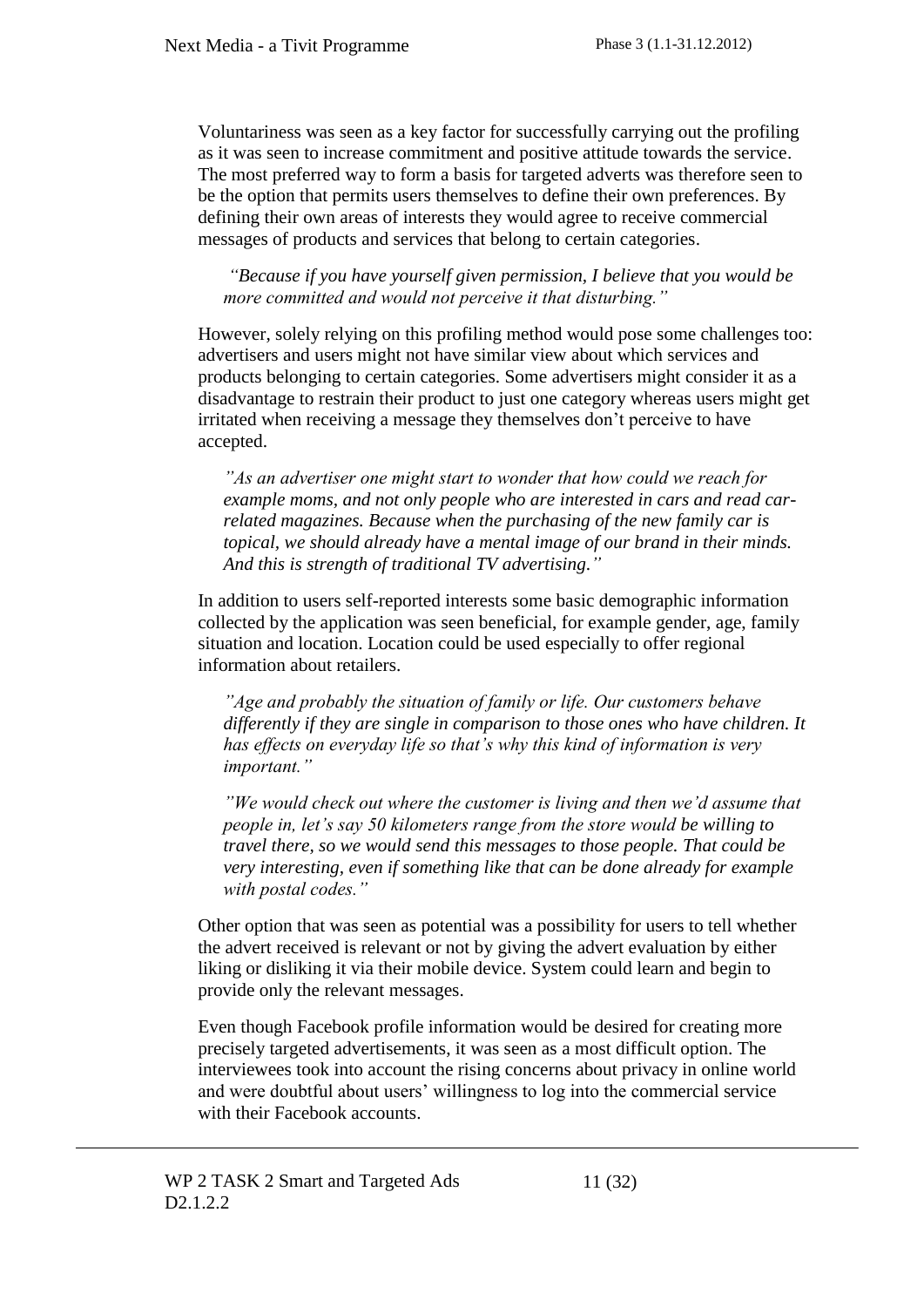Voluntariness was seen as a key factor for successfully carrying out the profiling as it was seen to increase commitment and positive attitude towards the service. The most preferred way to form a basis for targeted adverts was therefore seen to be the option that permits users themselves to define their own preferences. By defining their own areas of interests they would agree to receive commercial messages of products and services that belong to certain categories.

> *"Because if you have yourself given permission, I believe that you would be more committed and would not perceive it that disturbing."*

However, solely relying on this profiling method would pose some challenges too: advertisers and users might not have similar view about which services and products belonging to certain categories. Some advertisers might consider it as a disadvantage to restrain their product to just one category whereas users might get irritated when receiving a message they themselves don't perceive to have accepted.

> *"As an advertiser one might start to wonder that how could we reach for example moms, and not only people who are interested in cars and read car-related magazines. Because when the purchasing of the new family car is topical, we should already have a mental image of our brand in their minds. And this is strength of traditional TV advertising."*

In addition to users self-reported interests some basic demographic information collected by the application was seen beneficial, for example gender, age, family situation and location. Location could be used especially to offer regional information about retailers.

> *"Age and probably the situation of family or life. Our customers behave differently if they are single in comparison to those ones who have children. It has effects on everyday life so that's why this kind of information is very important."*

> *"We would check out where the customer is living and then we'd assume that people in, let's say 50 kilometers range from the store would be willing to travel there, so we would send this messages to those people. That could be very interesting, even if something like that can be done already for example with postal codes."*

Other option that was seen as potential was a possibility for users to tell whether the advert received is relevant or not by giving the advert evaluation by either liking or disliking it via their mobile device. System could learn and begin to provide only the relevant messages.

Even though Facebook profile information would be desired for creating more precisely targeted advertisements, it was seen as a most difficult option. The interviewees took into account the rising concerns about privacy in online world and were doubtful about users' willingness to log into the commercial service with their Facebook accounts.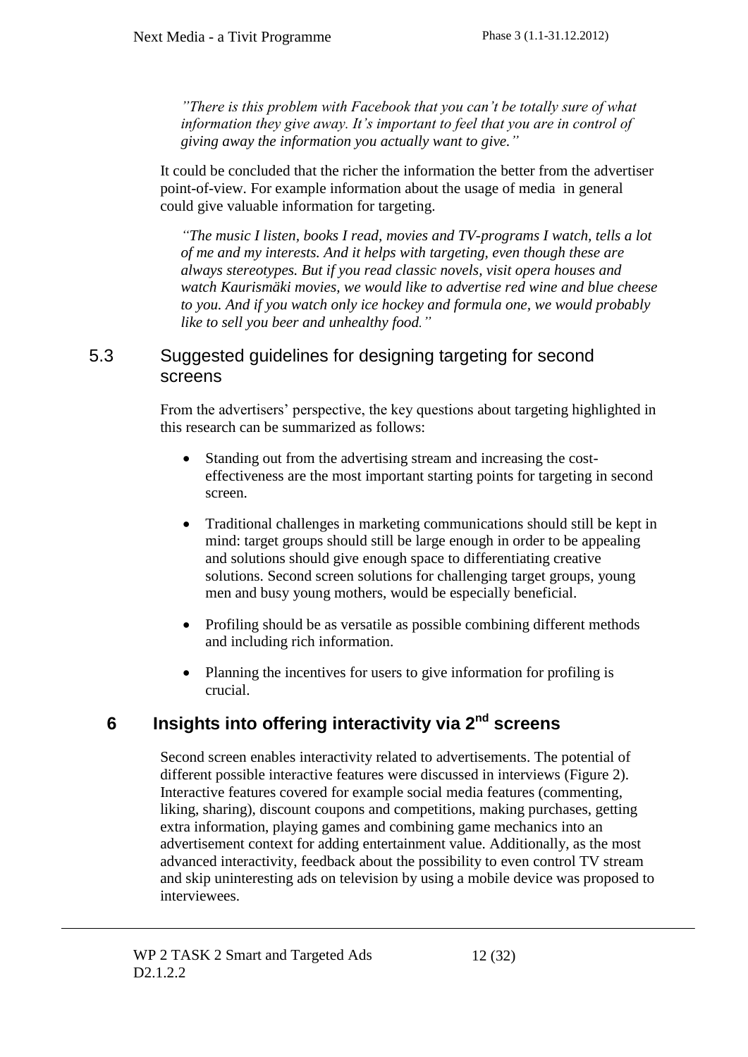*"There is this problem with Facebook that you can't be totally sure of what information they give away. It's important to feel that you are in control of giving away the information you actually want to give."*

It could be concluded that the richer the information the better from the advertiser point-of-view. For example information about the usage of media in general could give valuable information for targeting.

*"The music I listen, books I read, movies and TV-programs I watch, tells a lot of me and my interests. And it helps with targeting, even though these are always stereotypes. But if you read classic novels, visit opera houses and watch Kaurismäki movies, we would like to advertise red wine and blue cheese to you. And if you watch only ice hockey and formula one, we would probably like to sell you beer and unhealthy food."*

## 5.3 Suggested guidelines for designing targeting for second screens

From the advertisers' perspective, the key questions about targeting highlighted in this research can be summarized as follows:

- Standing out from the advertising stream and increasing the cost-effectiveness are the most important starting points for targeting in second screen.
- Traditional challenges in marketing communications should still be kept in mind: target groups should still be large enough in order to be appealing and solutions should give enough space to differentiating creative solutions. Second screen solutions for challenging target groups, young men and busy young mothers, would be especially beneficial.
- Profiling should be as versatile as possible combining different methods and including rich information.
- Planning the incentives for users to give information for profiling is crucial.

# 6 Insights into offering interactivity via 2nd screens

Second screen enables interactivity related to advertisements. The potential of different possible interactive features were discussed in interviews (Figure 2). Interactive features covered for example social media features (commenting, liking, sharing), discount coupons and competitions, making purchases, getting extra information, playing games and combining game mechanics into an advertisement context for adding entertainment value. Additionally, as the most advanced interactivity, feedback about the possibility to even control TV stream and skip uninteresting ads on television by using a mobile device was proposed to interviewees.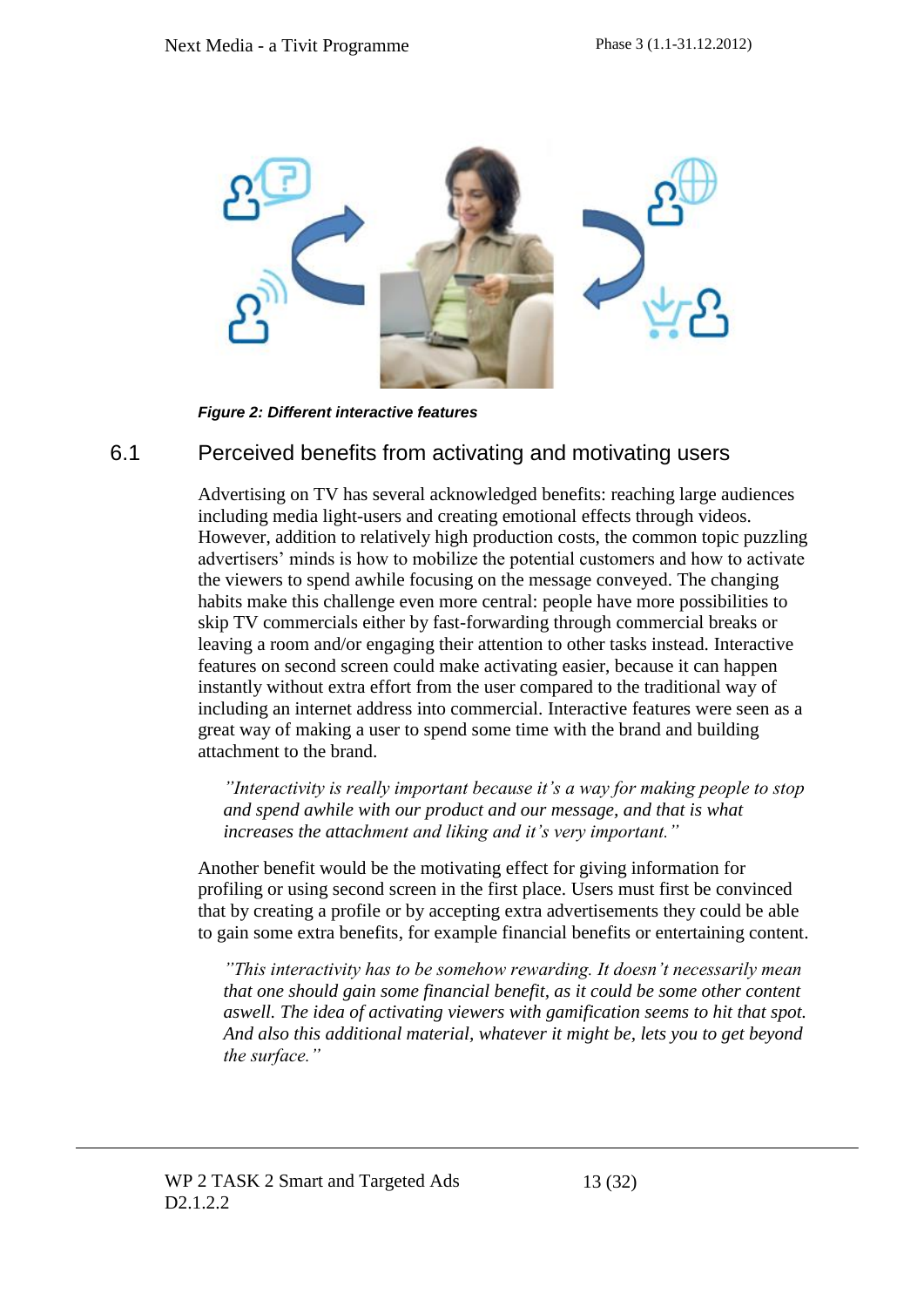*Figure 2: Different interactive features*

## 6.1 Perceived benefits from activating and motivating users

Advertising on TV has several acknowledged benefits: reaching large audiences including media light-users and creating emotional effects through videos. However, addition to relatively high production costs, the common topic puzzling advertisers' minds is how to mobilize the potential customers and how to activate the viewers to spend awhile focusing on the message conveyed. The changing habits make this challenge even more central: people have more possibilities to skip TV commercials either by fast-forwarding through commercial breaks or leaving a room and/or engaging their attention to other tasks instead. Interactive features on second screen could make activating easier, because it can happen instantly without extra effort from the user compared to the traditional way of including an internet address into commercial. Interactive features were seen as a great way of making a user to spend some time with the brand and building attachment to the brand.

> *"Interactivity is really important because it's a way for making people to stop and spend awhile with our product and our message, and that is what increases the attachment and liking and it's very important."*

Another benefit would be the motivating effect for giving information for profiling or using second screen in the first place. Users must first be convinced that by creating a profile or by accepting extra advertisements they could be able to gain some extra benefits, for example financial benefits or entertaining content.

> *"This interactivity has to be somehow rewarding. It doesn't necessarily mean that one should gain some financial benefit, as it could be some other content aswell. The idea of activating viewers with gamification seems to hit that spot. And also this additional material, whatever it might be, lets you to get beyond the surface."*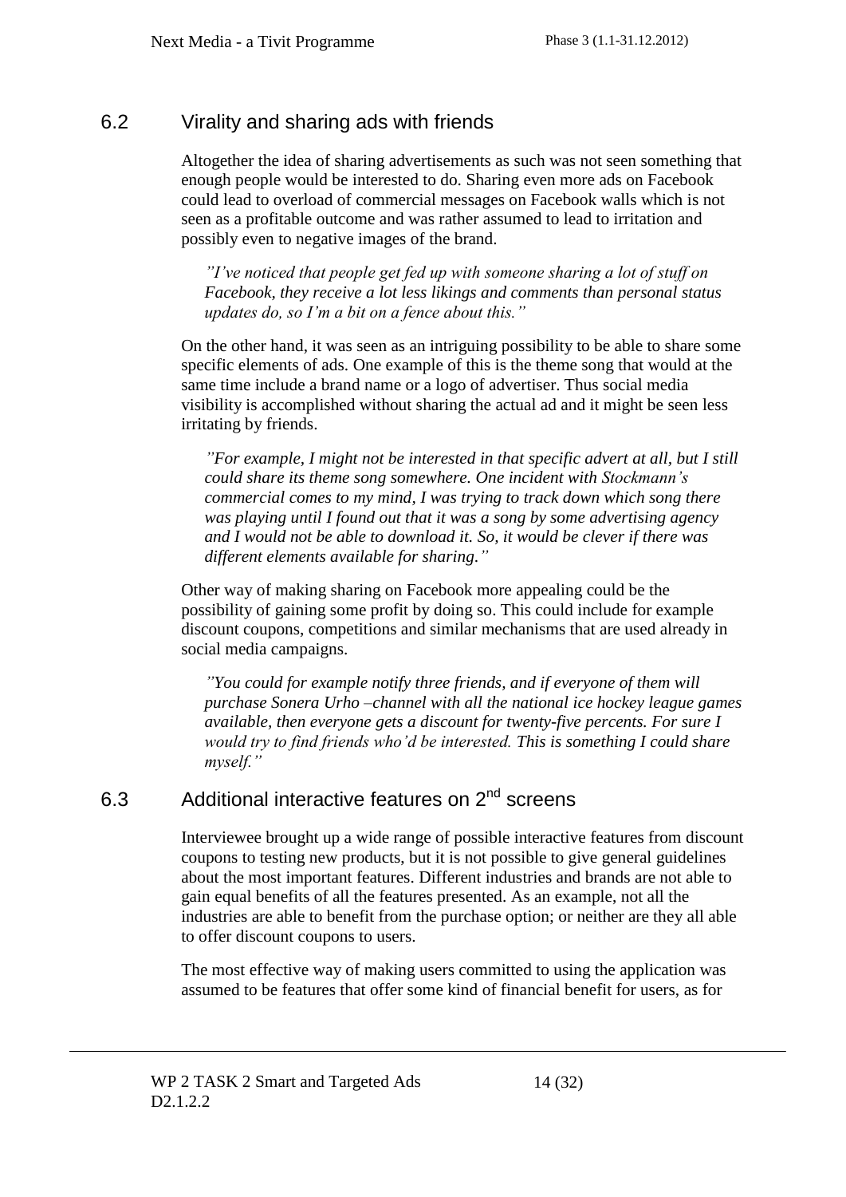## 6.2 Virality and sharing ads with friends

Altogether the idea of sharing advertisements as such was not seen something that enough people would be interested to do. Sharing even more ads on Facebook could lead to overload of commercial messages on Facebook walls which is not seen as a profitable outcome and was rather assumed to lead to irritation and possibly even to negative images of the brand.

> *"I've noticed that people get fed up with someone sharing a lot of stuff on Facebook, they receive a lot less likings and comments than personal status updates do, so I'm a bit on a fence about this."*

On the other hand, it was seen as an intriguing possibility to be able to share some specific elements of ads. One example of this is the theme song that would at the same time include a brand name or a logo of advertiser. Thus social media visibility is accomplished without sharing the actual ad and it might be seen less irritating by friends.

> *"For example, I might not be interested in that specific advert at all, but I still could share its theme song somewhere. One incident with Stockmann's commercial comes to my mind, I was trying to track down which song there was playing until I found out that it was a song by some advertising agency and I would not be able to download it. So, it would be clever if there was different elements available for sharing."*

Other way of making sharing on Facebook more appealing could be the possibility of gaining some profit by doing so. This could include for example discount coupons, competitions and similar mechanisms that are used already in social media campaigns.

> *"You could for example notify three friends, and if everyone of them will purchase Sonera Urho –channel with all the national ice hockey league games available, then everyone gets a discount for twenty-five percents. For sure I would try to find friends who'd be interested. This is something I could share myself."*

## 6.3 Additional interactive features on 2nd screens

Interviewee brought up a wide range of possible interactive features from discount coupons to testing new products, but it is not possible to give general guidelines about the most important features. Different industries and brands are not able to gain equal benefits of all the features presented. As an example, not all the industries are able to benefit from the purchase option; or neither are they all able to offer discount coupons to users.

The most effective way of making users committed to using the application was assumed to be features that offer some kind of financial benefit for users, as for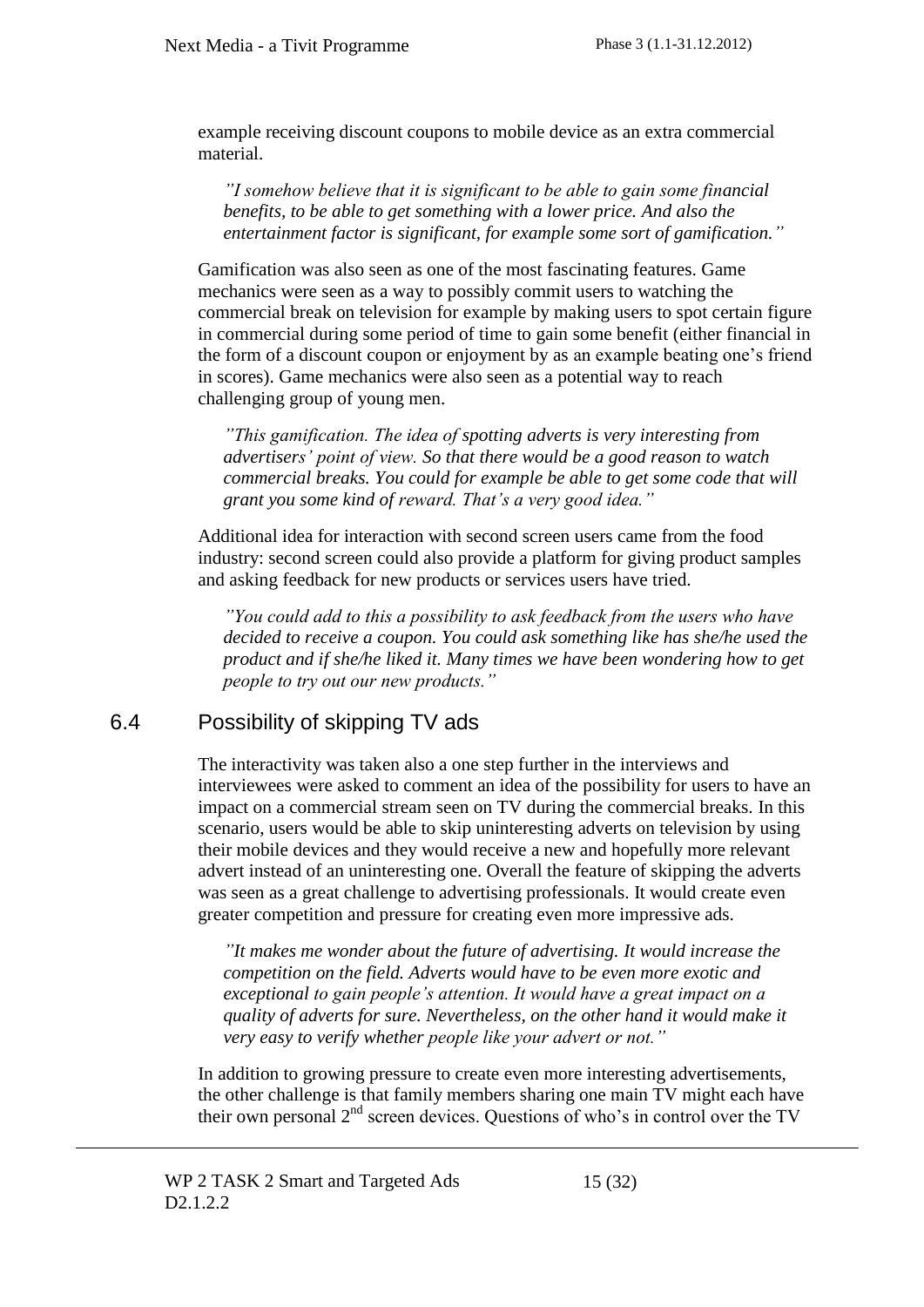example receiving discount coupons to mobile device as an extra commercial material.

*"I somehow believe that it is significant to be able to gain some financial benefits, to be able to get something with a lower price. And also the entertainment factor is significant, for example some sort of gamification."*

Gamification was also seen as one of the most fascinating features. Game mechanics were seen as a way to possibly commit users to watching the commercial break on television for example by making users to spot certain figure in commercial during some period of time to gain some benefit (either financial in the form of a discount coupon or enjoyment by as an example beating one's friend in scores). Game mechanics were also seen as a potential way to reach challenging group of young men.

*"This gamification. The idea of spotting adverts is very interesting from advertisers' point of view. So that there would be a good reason to watch commercial breaks. You could for example be able to get some code that will grant you some kind of reward. That's a very good idea."*

Additional idea for interaction with second screen users came from the food industry: second screen could also provide a platform for giving product samples and asking feedback for new products or services users have tried.

*"You could add to this a possibility to ask feedback from the users who have decided to receive a coupon. You could ask something like has she/he used the product and if she/he liked it. Many times we have been wondering how to get people to try out our new products."*

## 6.4 Possibility of skipping TV ads

The interactivity was taken also a one step further in the interviews and interviewees were asked to comment an idea of the possibility for users to have an impact on a commercial stream seen on TV during the commercial breaks. In this scenario, users would be able to skip uninteresting adverts on television by using their mobile devices and they would receive a new and hopefully more relevant advert instead of an uninteresting one. Overall the feature of skipping the adverts was seen as a great challenge to advertising professionals. It would create even greater competition and pressure for creating even more impressive ads.

*"It makes me wonder about the future of advertising. It would increase the competition on the field. Adverts would have to be even more exotic and exceptional to gain people's attention. It would have a great impact on a quality of adverts for sure. Nevertheless, on the other hand it would make it very easy to verify whether people like your advert or not."*

In addition to growing pressure to create even more interesting advertisements, the other challenge is that family members sharing one main TV might each have their own personal 2nd screen devices. Questions of who's in control over the TV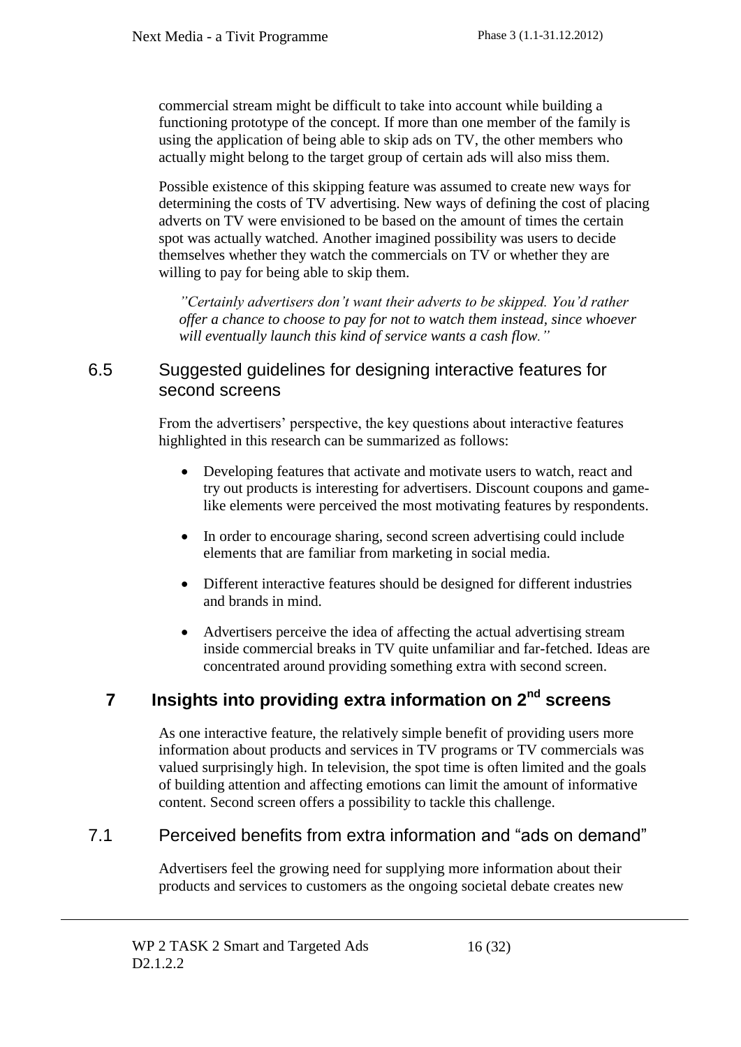commercial stream might be difficult to take into account while building a functioning prototype of the concept. If more than one member of the family is using the application of being able to skip ads on TV, the other members who actually might belong to the target group of certain ads will also miss them.

Possible existence of this skipping feature was assumed to create new ways for determining the costs of TV advertising. New ways of defining the cost of placing adverts on TV were envisioned to be based on the amount of times the certain spot was actually watched. Another imagined possibility was users to decide themselves whether they watch the commercials on TV or whether they are willing to pay for being able to skip them.

*"Certainly advertisers don't want their adverts to be skipped. You'd rather offer a chance to choose to pay for not to watch them instead, since whoever will eventually launch this kind of service wants a cash flow."*

## 6.5 Suggested guidelines for designing interactive features for second screens

From the advertisers' perspective, the key questions about interactive features highlighted in this research can be summarized as follows:

- Developing features that activate and motivate users to watch, react and try out products is interesting for advertisers. Discount coupons and game-like elements were perceived the most motivating features by respondents.
- In order to encourage sharing, second screen advertising could include elements that are familiar from marketing in social media.
- Different interactive features should be designed for different industries and brands in mind.
- Advertisers perceive the idea of affecting the actual advertising stream inside commercial breaks in TV quite unfamiliar and far-fetched. Ideas are concentrated around providing something extra with second screen.

# 7 Insights into providing extra information on 2nd screens

As one interactive feature, the relatively simple benefit of providing users more information about products and services in TV programs or TV commercials was valued surprisingly high. In television, the spot time is often limited and the goals of building attention and affecting emotions can limit the amount of informative content. Second screen offers a possibility to tackle this challenge.

## 7.1 Perceived benefits from extra information and "ads on demand"

Advertisers feel the growing need for supplying more information about their products and services to customers as the ongoing societal debate creates new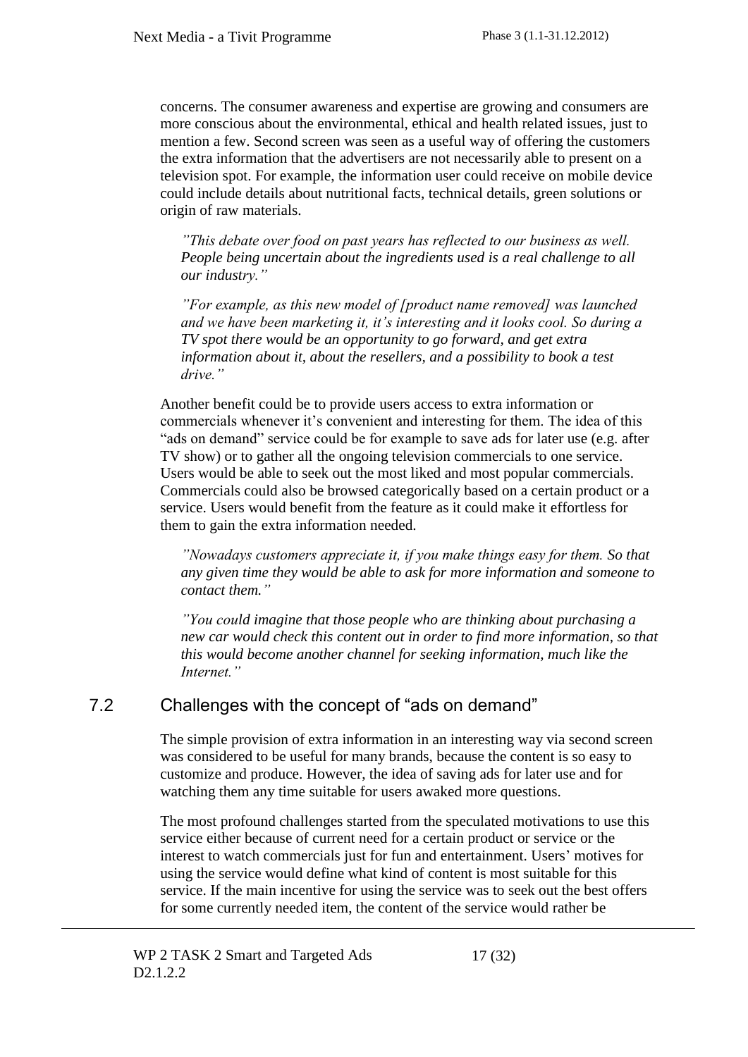concerns. The consumer awareness and expertise are growing and consumers are more conscious about the environmental, ethical and health related issues, just to mention a few. Second screen was seen as a useful way of offering the customers the extra information that the advertisers are not necessarily able to present on a television spot. For example, the information user could receive on mobile device could include details about nutritional facts, technical details, green solutions or origin of raw materials.

*”This debate over food on past years has reflected to our business as well. People being uncertain about the ingredients used is a real challenge to all our industry.”*

*”For example, as this new model of [product name removed] was launched and we have been marketing it, it’s interesting and it looks cool. So during a TV spot there would be an opportunity to go forward, and get extra information about it, about the resellers, and a possibility to book a test drive.”*

Another benefit could be to provide users access to extra information or commercials whenever it’s convenient and interesting for them. The idea of this “ads on demand” service could be for example to save ads for later use (e.g. after TV show) or to gather all the ongoing television commercials to one service. Users would be able to seek out the most liked and most popular commercials. Commercials could also be browsed categorically based on a certain product or a service. Users would benefit from the feature as it could make it effortless for them to gain the extra information needed.

*”Nowadays customers appreciate it, if you make things easy for them. So that any given time they would be able to ask for more information and someone to contact them.”*

*”You could imagine that those people who are thinking about purchasing a new car would check this content out in order to find more information, so that this would become another channel for seeking information, much like the Internet.”*

## 7.2 Challenges with the concept of “ads on demand”

The simple provision of extra information in an interesting way via second screen was considered to be useful for many brands, because the content is so easy to customize and produce. However, the idea of saving ads for later use and for watching them any time suitable for users awaked more questions.

The most profound challenges started from the speculated motivations to use this service either because of current need for a certain product or service or the interest to watch commercials just for fun and entertainment. Users’ motives for using the service would define what kind of content is most suitable for this service. If the main incentive for using the service was to seek out the best offers for some currently needed item, the content of the service would rather be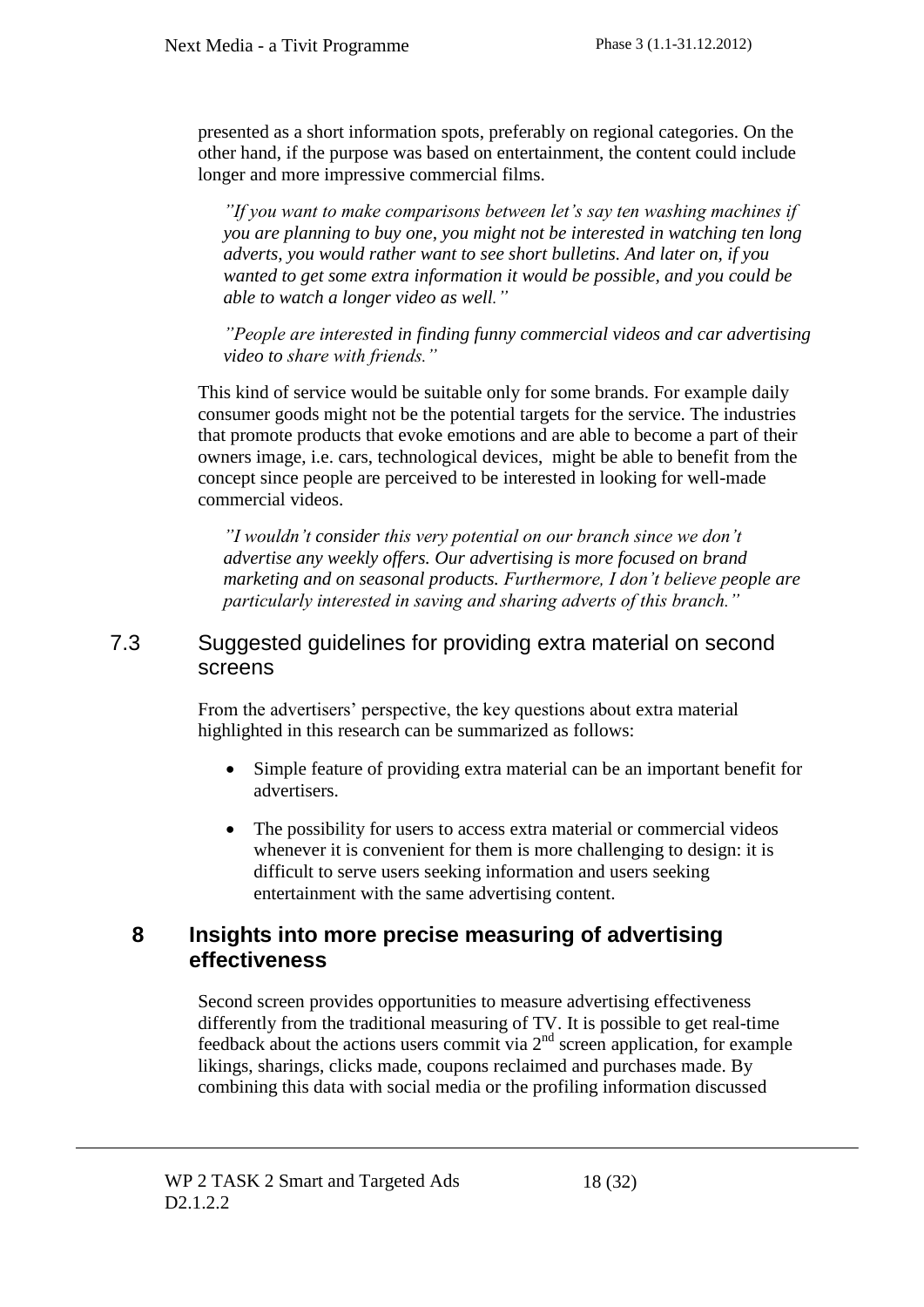presented as a short information spots, preferably on regional categories. On the other hand, if the purpose was based on entertainment, the content could include longer and more impressive commercial films.

> *"If you want to make comparisons between let's say ten washing machines if you are planning to buy one, you might not be interested in watching ten long adverts, you would rather want to see short bulletins. And later on, if you wanted to get some extra information it would be possible, and you could be able to watch a longer video as well."*

> *"People are interested in finding funny commercial videos and car advertising video to share with friends."*

This kind of service would be suitable only for some brands. For example daily consumer goods might not be the potential targets for the service. The industries that promote products that evoke emotions and are able to become a part of their owners image, i.e. cars, technological devices, might be able to benefit from the concept since people are perceived to be interested in looking for well-made commercial videos.

> *"I wouldn't consider this very potential on our branch since we don't advertise any weekly offers. Our advertising is more focused on brand marketing and on seasonal products. Furthermore, I don't believe people are particularly interested in saving and sharing adverts of this branch."*

### 7.3 Suggested guidelines for providing extra material on second screens

From the advertisers' perspective, the key questions about extra material highlighted in this research can be summarized as follows:

- Simple feature of providing extra material can be an important benefit for advertisers.
- The possibility for users to access extra material or commercial videos whenever it is convenient for them is more challenging to design: it is difficult to serve users seeking information and users seeking entertainment with the same advertising content.

## 8 Insights into more precise measuring of advertising effectiveness

Second screen provides opportunities to measure advertising effectiveness differently from the traditional measuring of TV. It is possible to get real-time feedback about the actions users commit via 2nd screen application, for example likings, sharings, clicks made, coupons reclaimed and purchases made. By combining this data with social media or the profiling information discussed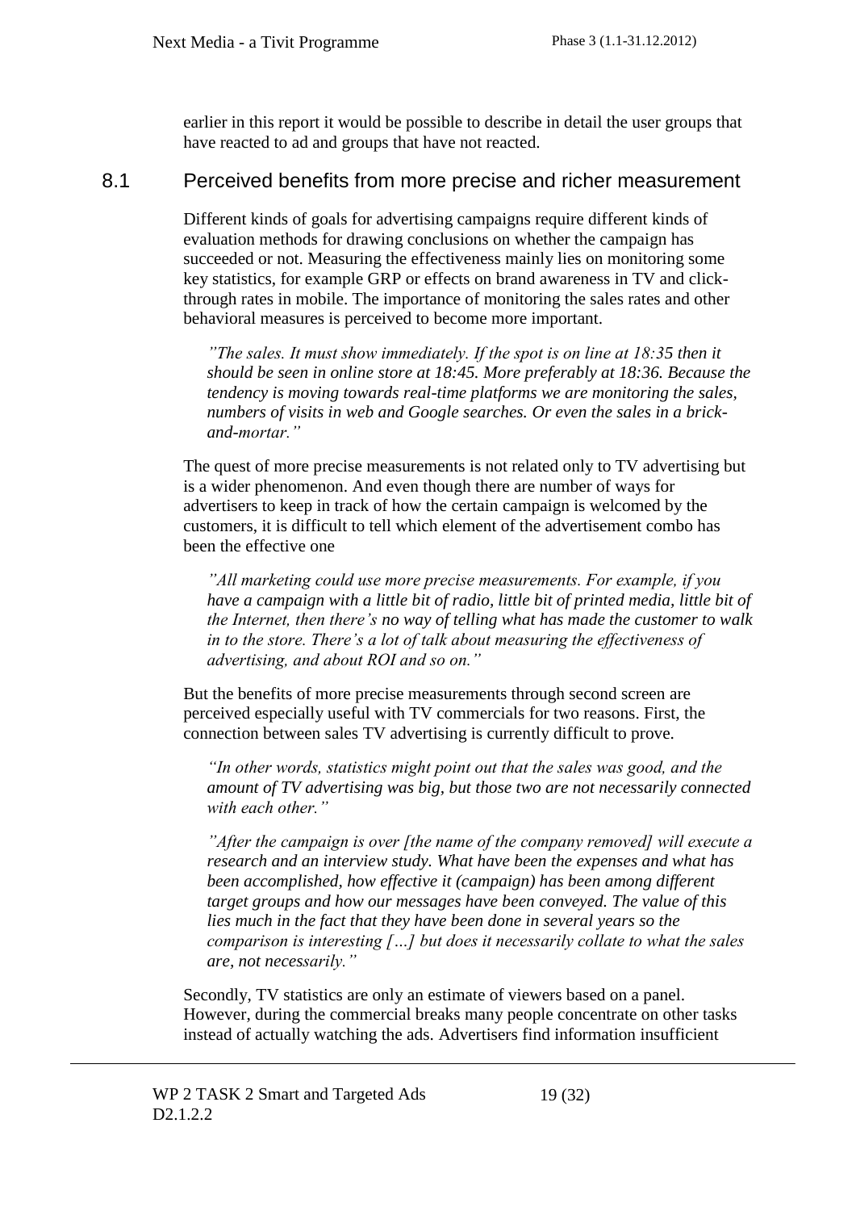earlier in this report it would be possible to describe in detail the user groups that have reacted to ad and groups that have not reacted.

## 8.1 Perceived benefits from more precise and richer measurement

Different kinds of goals for advertising campaigns require different kinds of evaluation methods for drawing conclusions on whether the campaign has succeeded or not. Measuring the effectiveness mainly lies on monitoring some key statistics, for example GRP or effects on brand awareness in TV and click-through rates in mobile. The importance of monitoring the sales rates and other behavioral measures is perceived to become more important.

> *"The sales. It must show immediately. If the spot is on line at 18:35 then it should be seen in online store at 18:45. More preferably at 18:36. Because the tendency is moving towards real-time platforms we are monitoring the sales, numbers of visits in web and Google searches. Or even the sales in a brick-and-mortar."*

The quest of more precise measurements is not related only to TV advertising but is a wider phenomenon. And even though there are number of ways for advertisers to keep in track of how the certain campaign is welcomed by the customers, it is difficult to tell which element of the advertisement combo has been the effective one

> *"All marketing could use more precise measurements. For example, if you have a campaign with a little bit of radio, little bit of printed media, little bit of the Internet, then there's no way of telling what has made the customer to walk in to the store. There's a lot of talk about measuring the effectiveness of advertising, and about ROI and so on."*

But the benefits of more precise measurements through second screen are perceived especially useful with TV commercials for two reasons. First, the connection between sales TV advertising is currently difficult to prove.

> *"In other words, statistics might point out that the sales was good, and the amount of TV advertising was big, but those two are not necessarily connected with each other."*

> *"After the campaign is over [the name of the company removed] will execute a research and an interview study. What have been the expenses and what has been accomplished, how effective it (campaign) has been among different target groups and how our messages have been conveyed. The value of this lies much in the fact that they have been done in several years so the comparison is interesting […] but does it necessarily collate to what the sales are, not necessarily."*

Secondly, TV statistics are only an estimate of viewers based on a panel. However, during the commercial breaks many people concentrate on other tasks instead of actually watching the ads. Advertisers find information insufficient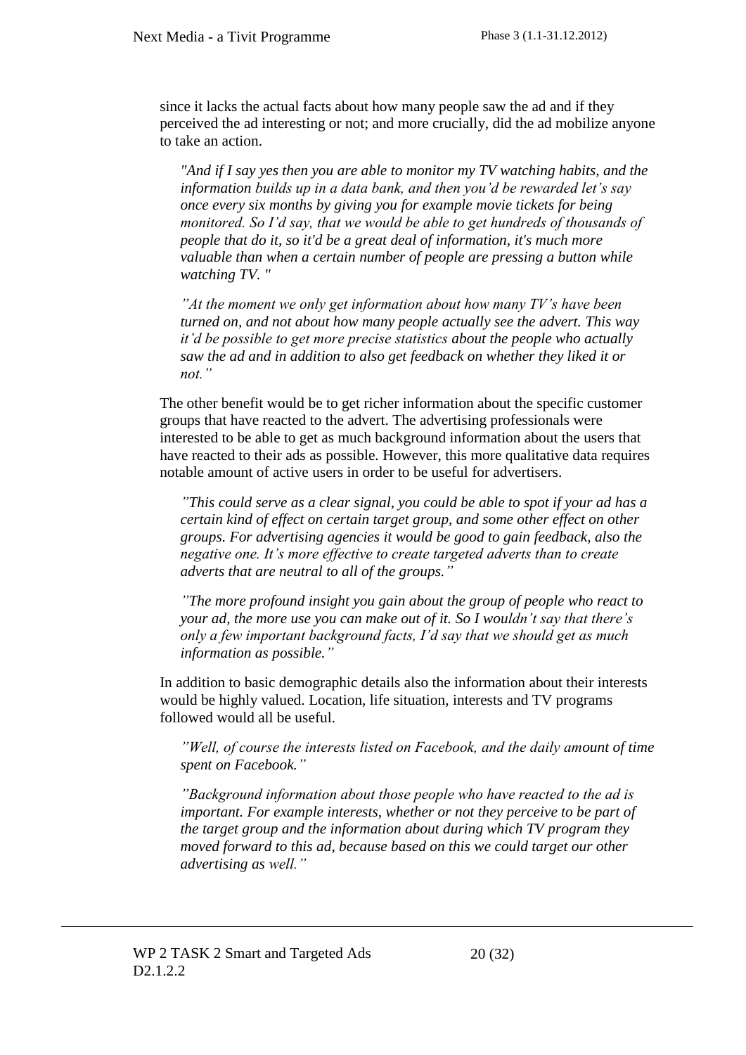since it lacks the actual facts about how many people saw the ad and if they perceived the ad interesting or not; and more crucially, did the ad mobilize anyone to take an action.

*"And if I say yes then you are able to monitor my TV watching habits, and the information builds up in a data bank, and then you'd be rewarded let's say once every six months by giving you for example movie tickets for being monitored. So I'd say, that we would be able to get hundreds of thousands of people that do it, so it'd be a great deal of information, it's much more valuable than when a certain number of people are pressing a button while watching TV. "*

*"At the moment we only get information about how many TV's have been turned on, and not about how many people actually see the advert. This way it'd be possible to get more precise statistics about the people who actually saw the ad and in addition to also get feedback on whether they liked it or not."*

The other benefit would be to get richer information about the specific customer groups that have reacted to the advert. The advertising professionals were interested to be able to get as much background information about the users that have reacted to their ads as possible. However, this more qualitative data requires notable amount of active users in order to be useful for advertisers.

*"This could serve as a clear signal, you could be able to spot if your ad has a certain kind of effect on certain target group, and some other effect on other groups. For advertising agencies it would be good to gain feedback, also the negative one. It's more effective to create targeted adverts than to create adverts that are neutral to all of the groups."*

*"The more profound insight you gain about the group of people who react to your ad, the more use you can make out of it. So I wouldn't say that there's only a few important background facts, I'd say that we should get as much information as possible."*

In addition to basic demographic details also the information about their interests would be highly valued. Location, life situation, interests and TV programs followed would all be useful.

*"Well, of course the interests listed on Facebook, and the daily amount of time spent on Facebook."*

*"Background information about those people who have reacted to the ad is important. For example interests, whether or not they perceive to be part of the target group and the information about during which TV program they moved forward to this ad, because based on this we could target our other advertising as well."*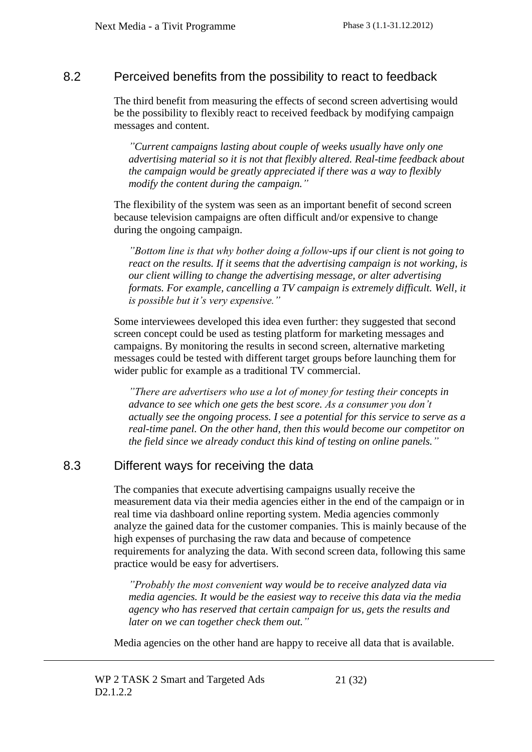## 8.2 Perceived benefits from the possibility to react to feedback

The third benefit from measuring the effects of second screen advertising would be the possibility to flexibly react to received feedback by modifying campaign messages and content.

> *"Current campaigns lasting about couple of weeks usually have only one advertising material so it is not that flexibly altered. Real-time feedback about the campaign would be greatly appreciated if there was a way to flexibly modify the content during the campaign."*

The flexibility of the system was seen as an important benefit of second screen because television campaigns are often difficult and/or expensive to change during the ongoing campaign.

> *"Bottom line is that why bother doing a follow-ups if our client is not going to react on the results. If it seems that the advertising campaign is not working, is our client willing to change the advertising message, or alter advertising formats. For example, cancelling a TV campaign is extremely difficult. Well, it is possible but it's very expensive."*

Some interviewees developed this idea even further: they suggested that second screen concept could be used as testing platform for marketing messages and campaigns. By monitoring the results in second screen, alternative marketing messages could be tested with different target groups before launching them for wider public for example as a traditional TV commercial.

> *"There are advertisers who use a lot of money for testing their concepts in advance to see which one gets the best score. As a consumer you don't actually see the ongoing process. I see a potential for this service to serve as a real-time panel. On the other hand, then this would become our competitor on the field since we already conduct this kind of testing on online panels."*

## 8.3 Different ways for receiving the data

The companies that execute advertising campaigns usually receive the measurement data via their media agencies either in the end of the campaign or in real time via dashboard online reporting system. Media agencies commonly analyze the gained data for the customer companies. This is mainly because of the high expenses of purchasing the raw data and because of competence requirements for analyzing the data. With second screen data, following this same practice would be easy for advertisers.

> *"Probably the most convenient way would be to receive analyzed data via media agencies. It would be the easiest way to receive this data via the media agency who has reserved that certain campaign for us, gets the results and later on we can together check them out."*

Media agencies on the other hand are happy to receive all data that is available.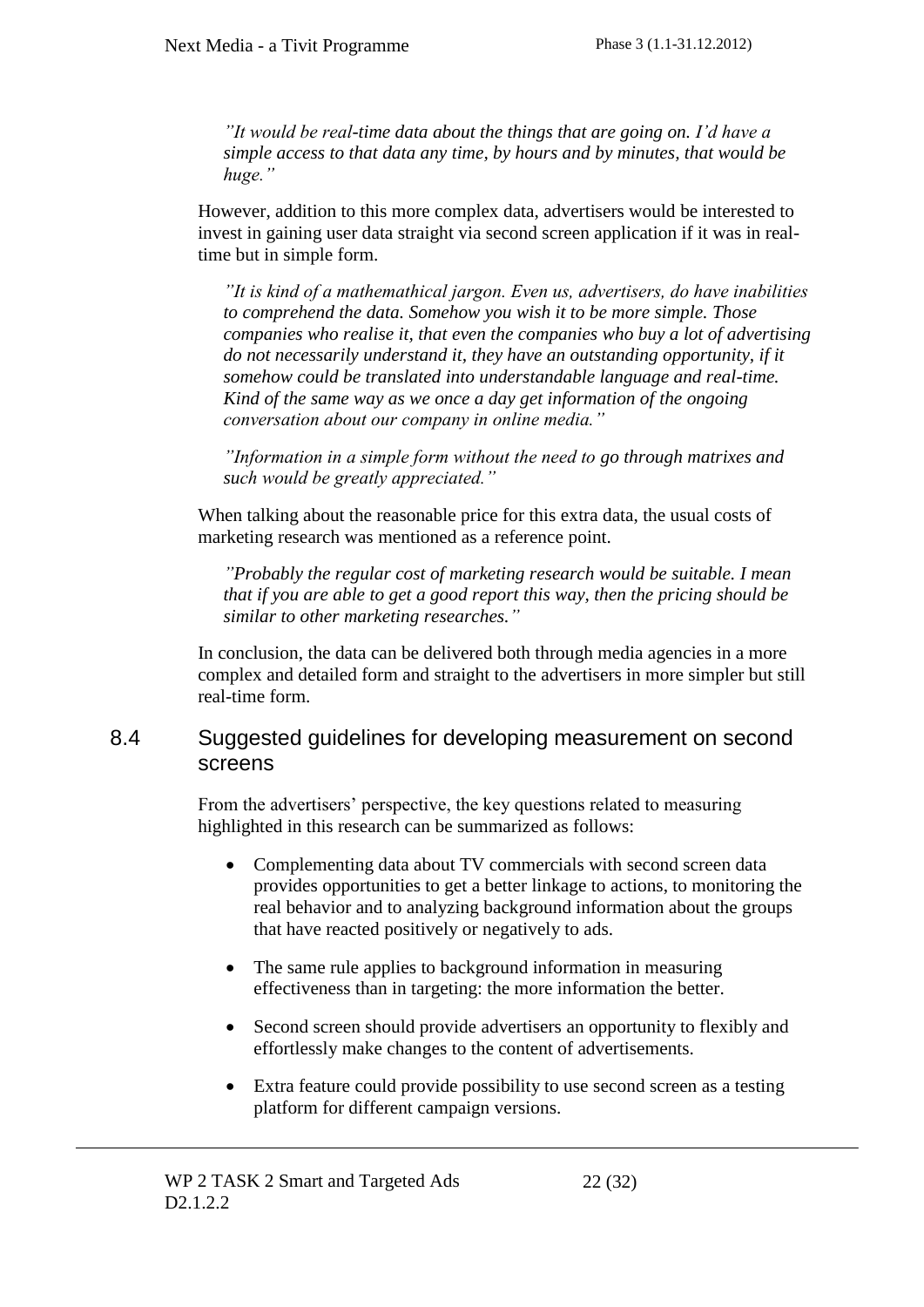*”It would be real-time data about the things that are going on. I’d have a simple access to that data any time, by hours and by minutes, that would be huge.”*

However, addition to this more complex data, advertisers would be interested to invest in gaining user data straight via second screen application if it was in real-time but in simple form.

*”It is kind of a mathemathical jargon. Even us, advertisers, do have inabilities to comprehend the data. Somehow you wish it to be more simple. Those companies who realise it, that even the companies who buy a lot of advertising do not necessarily understand it, they have an outstanding opportunity, if it somehow could be translated into understandable language and real-time. Kind of the same way as we once a day get information of the ongoing conversation about our company in online media.”*

*”Information in a simple form without the need to go through matrixes and such would be greatly appreciated.”*

When talking about the reasonable price for this extra data, the usual costs of marketing research was mentioned as a reference point.

*”Probably the regular cost of marketing research would be suitable. I mean that if you are able to get a good report this way, then the pricing should be similar to other marketing researches.”*

In conclusion, the data can be delivered both through media agencies in a more complex and detailed form and straight to the advertisers in more simpler but still real-time form.

## 8.4 Suggested guidelines for developing measurement on second screens

From the advertisers’ perspective, the key questions related to measuring highlighted in this research can be summarized as follows:

- Complementing data about TV commercials with second screen data provides opportunities to get a better linkage to actions, to monitoring the real behavior and to analyzing background information about the groups that have reacted positively or negatively to ads.
- The same rule applies to background information in measuring effectiveness than in targeting: the more information the better.
- Second screen should provide advertisers an opportunity to flexibly and effortlessly make changes to the content of advertisements.
- Extra feature could provide possibility to use second screen as a testing platform for different campaign versions.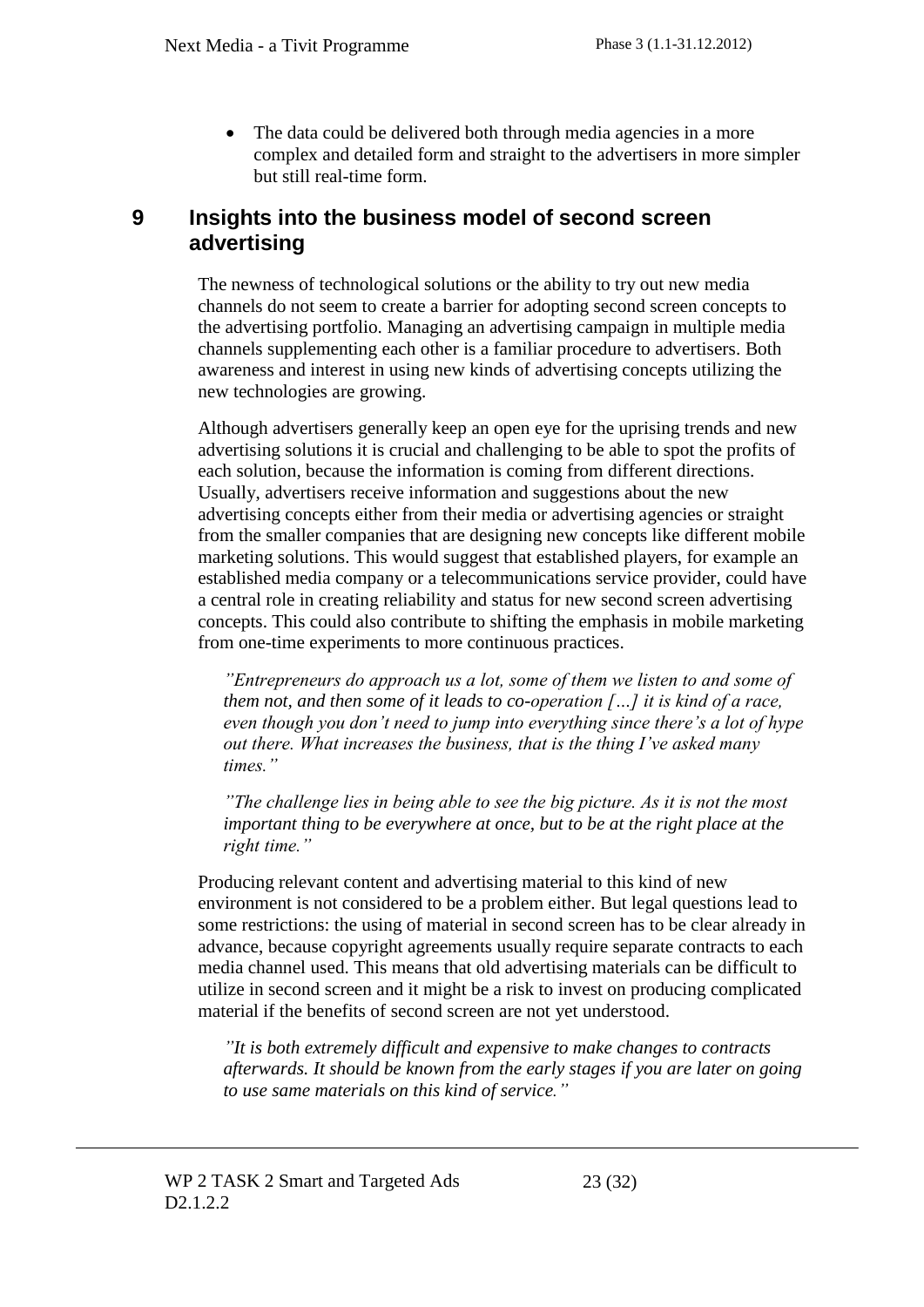- The data could be delivered both through media agencies in a more complex and detailed form and straight to the advertisers in more simpler but still real-time form.

# 9 Insights into the business model of second screen advertising

The newness of technological solutions or the ability to try out new media channels do not seem to create a barrier for adopting second screen concepts to the advertising portfolio. Managing an advertising campaign in multiple media channels supplementing each other is a familiar procedure to advertisers. Both awareness and interest in using new kinds of advertising concepts utilizing the new technologies are growing.

Although advertisers generally keep an open eye for the uprising trends and new advertising solutions it is crucial and challenging to be able to spot the profits of each solution, because the information is coming from different directions. Usually, advertisers receive information and suggestions about the new advertising concepts either from their media or advertising agencies or straight from the smaller companies that are designing new concepts like different mobile marketing solutions. This would suggest that established players, for example an established media company or a telecommunications service provider, could have a central role in creating reliability and status for new second screen advertising concepts. This could also contribute to shifting the emphasis in mobile marketing from one-time experiments to more continuous practices.

*"Entrepreneurs do approach us a lot, some of them we listen to and some of them not, and then some of it leads to co-operation […] it is kind of a race, even though you don't need to jump into everything since there's a lot of hype out there. What increases the business, that is the thing I've asked many times."*

*"The challenge lies in being able to see the big picture. As it is not the most important thing to be everywhere at once, but to be at the right place at the right time."*

Producing relevant content and advertising material to this kind of new environment is not considered to be a problem either. But legal questions lead to some restrictions: the using of material in second screen has to be clear already in advance, because copyright agreements usually require separate contracts to each media channel used. This means that old advertising materials can be difficult to utilize in second screen and it might be a risk to invest on producing complicated material if the benefits of second screen are not yet understood.

*"It is both extremely difficult and expensive to make changes to contracts afterwards. It should be known from the early stages if you are later on going to use same materials on this kind of service."*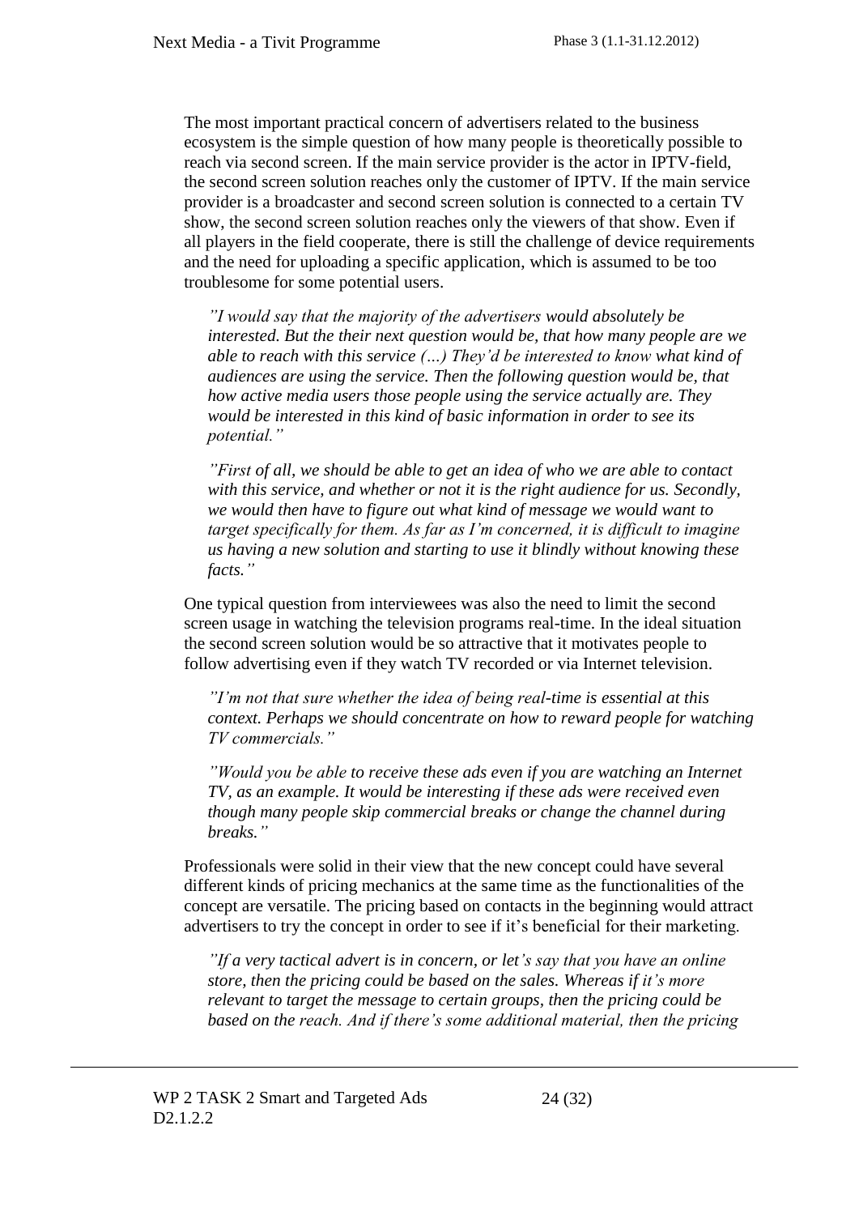The most important practical concern of advertisers related to the business ecosystem is the simple question of how many people is theoretically possible to reach via second screen. If the main service provider is the actor in IPTV-field, the second screen solution reaches only the customer of IPTV. If the main service provider is a broadcaster and second screen solution is connected to a certain TV show, the second screen solution reaches only the viewers of that show. Even if all players in the field cooperate, there is still the challenge of device requirements and the need for uploading a specific application, which is assumed to be too troublesome for some potential users.

> *"I would say that the majority of the advertisers would absolutely be interested. But the their next question would be, that how many people are we able to reach with this service (…) They'd be interested to know what kind of audiences are using the service. Then the following question would be, that how active media users those people using the service actually are. They would be interested in this kind of basic information in order to see its potential."*

> *"First of all, we should be able to get an idea of who we are able to contact with this service, and whether or not it is the right audience for us. Secondly, we would then have to figure out what kind of message we would want to target specifically for them. As far as I'm concerned, it is difficult to imagine us having a new solution and starting to use it blindly without knowing these facts."*

One typical question from interviewees was also the need to limit the second screen usage in watching the television programs real-time. In the ideal situation the second screen solution would be so attractive that it motivates people to follow advertising even if they watch TV recorded or via Internet television.

> *"I'm not that sure whether the idea of being real-time is essential at this context. Perhaps we should concentrate on how to reward people for watching TV commercials."*

> *"Would you be able to receive these ads even if you are watching an Internet TV, as an example. It would be interesting if these ads were received even though many people skip commercial breaks or change the channel during breaks."*

Professionals were solid in their view that the new concept could have several different kinds of pricing mechanics at the same time as the functionalities of the concept are versatile. The pricing based on contacts in the beginning would attract advertisers to try the concept in order to see if it's beneficial for their marketing.

> *"If a very tactical advert is in concern, or let's say that you have an online store, then the pricing could be based on the sales. Whereas if it's more relevant to target the message to certain groups, then the pricing could be based on the reach. And if there's some additional material, then the pricing*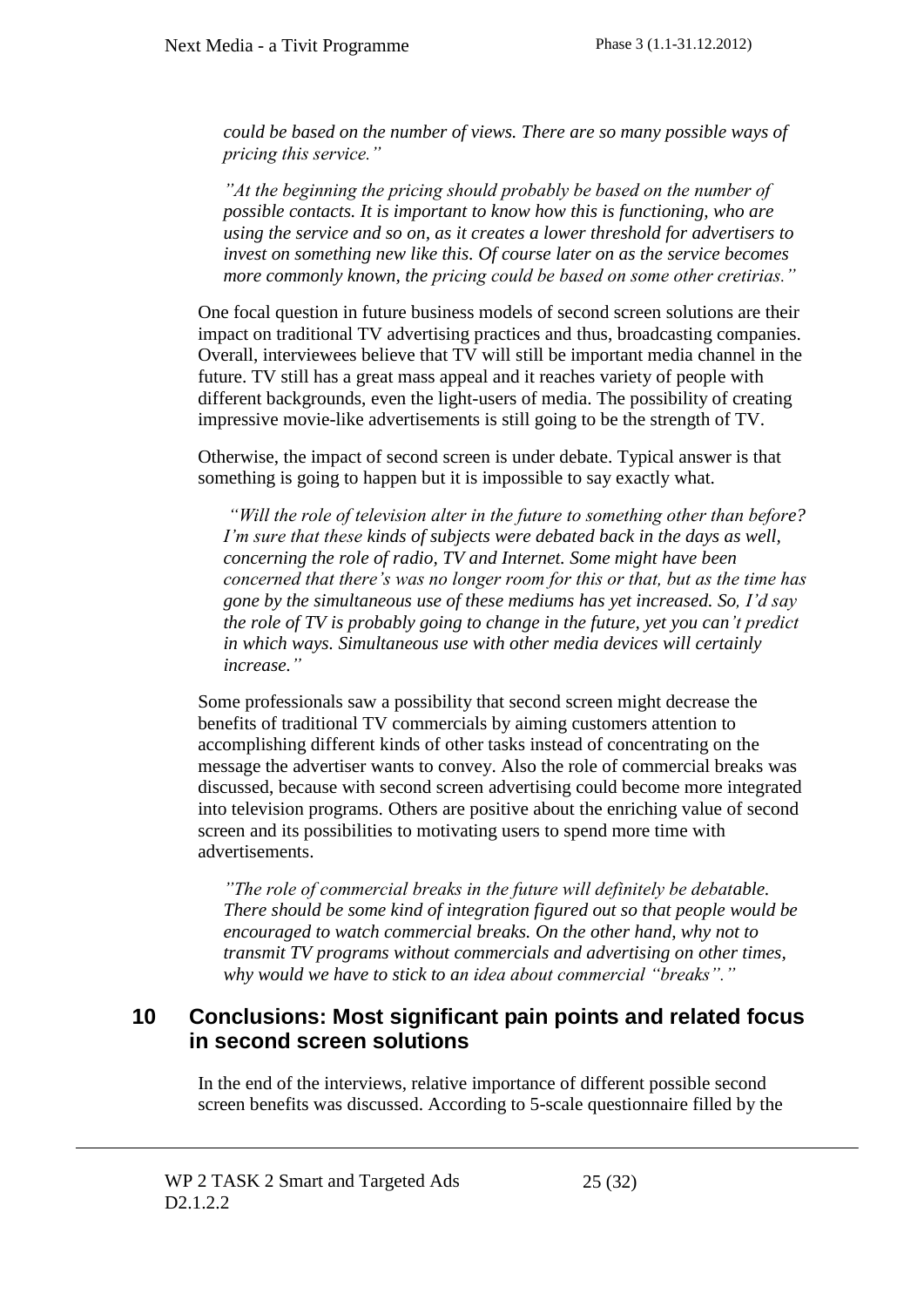*could be based on the number of views. There are so many possible ways of pricing this service."*

*"At the beginning the pricing should probably be based on the number of possible contacts. It is important to know how this is functioning, who are using the service and so on, as it creates a lower threshold for advertisers to invest on something new like this. Of course later on as the service becomes more commonly known, the pricing could be based on some other cretirias."*

One focal question in future business models of second screen solutions are their impact on traditional TV advertising practices and thus, broadcasting companies. Overall, interviewees believe that TV will still be important media channel in the future. TV still has a great mass appeal and it reaches variety of people with different backgrounds, even the light-users of media. The possibility of creating impressive movie-like advertisements is still going to be the strength of TV.

Otherwise, the impact of second screen is under debate. Typical answer is that something is going to happen but it is impossible to say exactly what.

*"Will the role of television alter in the future to something other than before? I'm sure that these kinds of subjects were debated back in the days as well, concerning the role of radio, TV and Internet. Some might have been concerned that there's was no longer room for this or that, but as the time has gone by the simultaneous use of these mediums has yet increased. So, I'd say the role of TV is probably going to change in the future, yet you can't predict in which ways. Simultaneous use with other media devices will certainly increase."*

Some professionals saw a possibility that second screen might decrease the benefits of traditional TV commercials by aiming customers attention to accomplishing different kinds of other tasks instead of concentrating on the message the advertiser wants to convey. Also the role of commercial breaks was discussed, because with second screen advertising could become more integrated into television programs. Others are positive about the enriching value of second screen and its possibilities to motivating users to spend more time with advertisements.

*"The role of commercial breaks in the future will definitely be debatable. There should be some kind of integration figured out so that people would be encouraged to watch commercial breaks. On the other hand, why not to transmit TV programs without commercials and advertising on other times, why would we have to stick to an idea about commercial "breaks"."*

# 10 Conclusions: Most significant pain points and related focus in second screen solutions

In the end of the interviews, relative importance of different possible second screen benefits was discussed. According to 5-scale questionnaire filled by the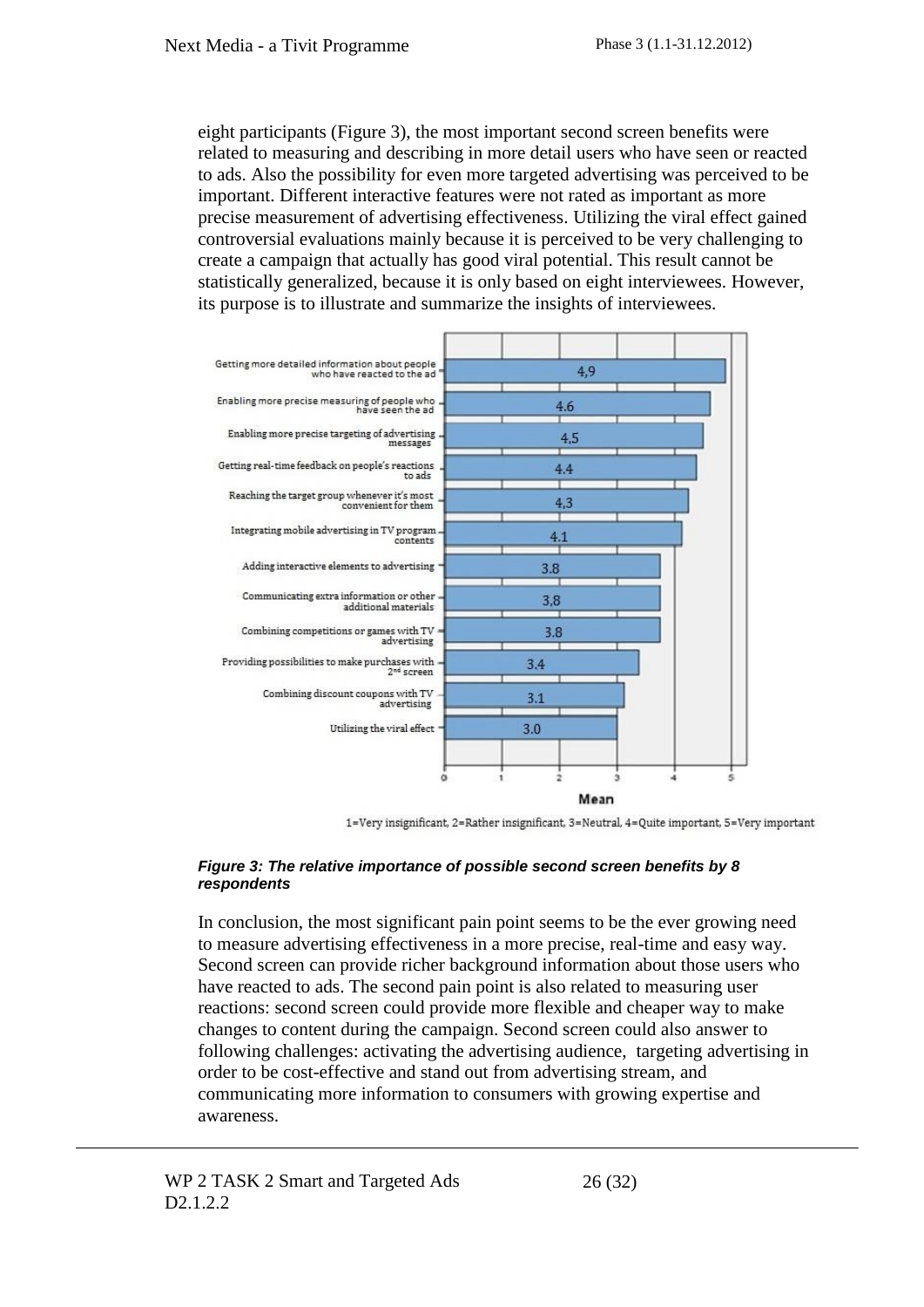eight participants (Figure 3), the most important second screen benefits were related to measuring and describing in more detail users who have seen or reacted to ads. Also the possibility for even more targeted advertising was perceived to be important. Different interactive features were not rated as important as more precise measurement of advertising effectiveness. Utilizing the viral effect gained controversial evaluations mainly because it is perceived to be very challenging to create a campaign that actually has good viral potential. This result cannot be statistically generalized, because it is only based on eight interviewees. However, its purpose is to illustrate and summarize the insights of interviewees.

| Benefit | Mean |
| --- | --- |
| Getting more detailed information about people who have reacted to the ad | 4,9 |
| Enabling more precise measuring of people who have seen the ad | 4.6 |
| Enabling more precise targeting of advertising messages | 4,5 |
| Getting real-time feedback on people's reactions to ads | 4.4 |
| Reaching the target group whenever it's most convenient for them | 4,3 |
| Integrating mobile advertising in TV program contents | 4.1 |
| Adding interactive elements to advertising | 3.8 |
| Communicating extra information or other additional materials | 3,8 |
| Combining competitions or games with TV advertising | 3.8 |
| Providing possibilities to make purchases with 2nd screen | 3.4 |
| Combining discount coupons with TV advertising | 3.1 |
| Utilizing the viral effect | 3.0 |

1=Very insignificant, 2=Rather insignificant, 3=Neutral, 4=Quite important, 5=Very important

***Figure 3: The relative importance of possible second screen benefits by 8 respondents***

In conclusion, the most significant pain point seems to be the ever growing need to measure advertising effectiveness in a more precise, real-time and easy way. Second screen can provide richer background information about those users who have reacted to ads. The second pain point is also related to measuring user reactions: second screen could provide more flexible and cheaper way to make changes to content during the campaign. Second screen could also answer to following challenges: activating the advertising audience, targeting advertising in order to be cost-effective and stand out from advertising stream, and communicating more information to consumers with growing expertise and awareness.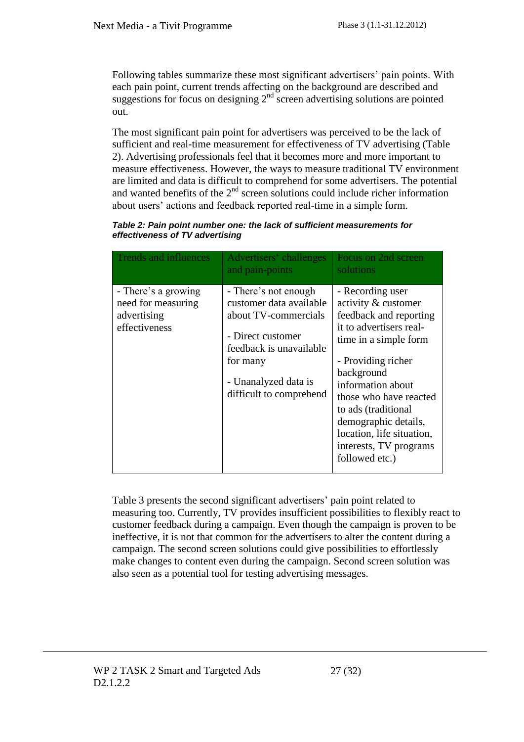Following tables summarize these most significant advertisers' pain points. With each pain point, current trends affecting on the background are described and suggestions for focus on designing 2nd screen advertising solutions are pointed out.

The most significant pain point for advertisers was perceived to be the lack of sufficient and real-time measurement for effectiveness of TV advertising (Table 2). Advertising professionals feel that it becomes more and more important to measure effectiveness. However, the ways to measure traditional TV environment are limited and data is difficult to comprehend for some advertisers. The potential and wanted benefits of the 2nd screen solutions could include richer information about users' actions and feedback reported real-time in a simple form.

***Table 2: Pain point number one: the lack of sufficient measurements for effectiveness of TV advertising***

| Trends and influences | Advertisers' challenges and pain-points | Focus on 2nd screen solutions |
|---|---|---|
| - There's a growing need for measuring advertising effectiveness | - There's not enough customer data available about TV-commercials<br><br>- Direct customer feedback is unavailable for many<br><br>- Unanalyzed data is difficult to comprehend | - Recording user activity & customer feedback and reporting it to advertisers real-time in a simple form<br><br>- Providing richer background information about those who have reacted to ads (traditional demographic details, location, life situation, interests, TV programs followed etc.) |

Table 3 presents the second significant advertisers' pain point related to measuring too. Currently, TV provides insufficient possibilities to flexibly react to customer feedback during a campaign. Even though the campaign is proven to be ineffective, it is not that common for the advertisers to alter the content during a campaign. The second screen solutions could give possibilities to effortlessly make changes to content even during the campaign. Second screen solution was also seen as a potential tool for testing advertising messages.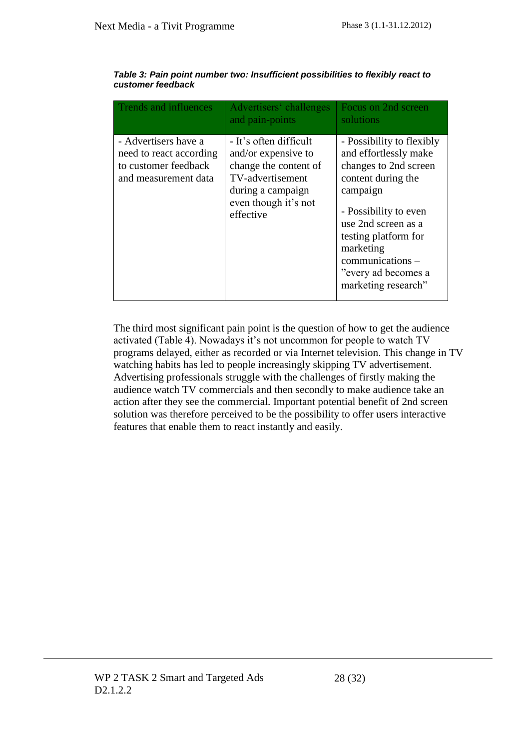***Table 3: Pain point number two: Insufficient possibilities to flexibly react to customer feedback***

| Trends and influences | Advertisers' challenges and pain-points | Focus on 2nd screen solutions |
|---|---|---|
| - Advertisers have a need to react according to customer feedback and measurement data | - It's often difficult and/or expensive to change the content of TV-advertisement during a campaign even though it's not effective | - Possibility to flexibly and effortlessly make changes to 2nd screen content during the campaign<br><br>- Possibility to even use 2nd screen as a testing platform for marketing communications – "every ad becomes a marketing research" |

The third most significant pain point is the question of how to get the audience activated (Table 4). Nowadays it's not uncommon for people to watch TV programs delayed, either as recorded or via Internet television. This change in TV watching habits has led to people increasingly skipping TV advertisement. Advertising professionals struggle with the challenges of firstly making the audience watch TV commercials and then secondly to make audience take an action after they see the commercial. Important potential benefit of 2nd screen solution was therefore perceived to be the possibility to offer users interactive features that enable them to react instantly and easily.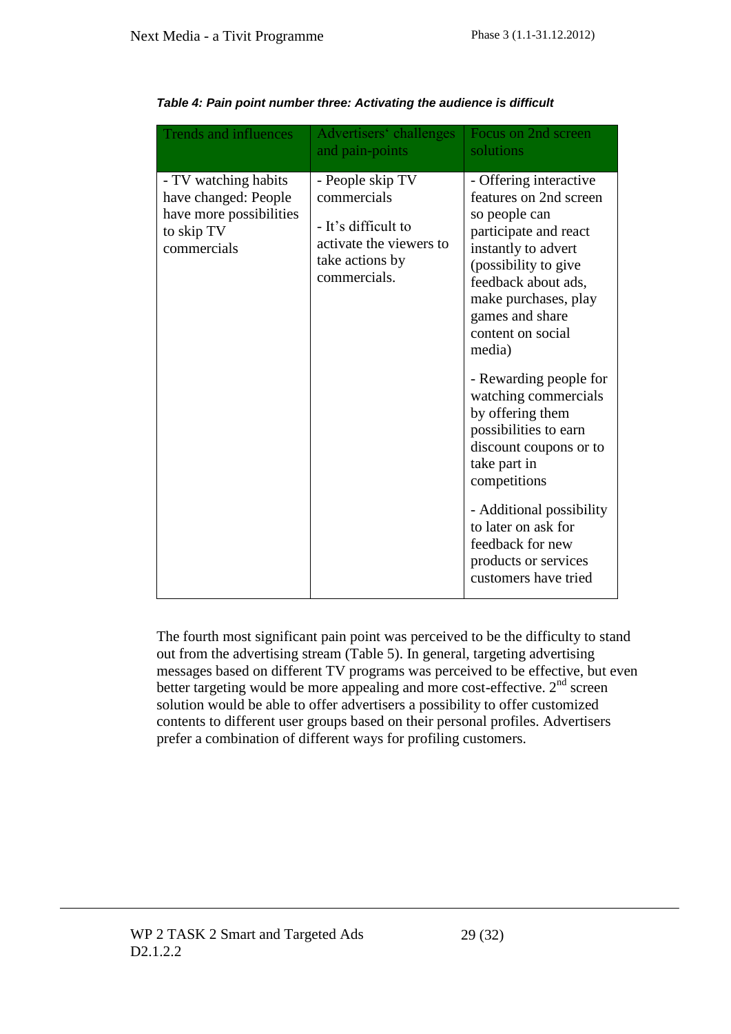*Table 4: Pain point number three: Activating the audience is difficult*

| Trends and influences | Advertisers' challenges and pain-points | Focus on 2nd screen solutions |
|---|---|---|
| - TV watching habits have changed: People have more possibilities to skip TV commercials | - People skip TV commercials<br><br>- It's difficult to activate the viewers to take actions by commercials. | - Offering interactive features on 2nd screen so people can participate and react instantly to advert (possibility to give feedback about ads, make purchases, play games and share content on social media)<br><br>- Rewarding people for watching commercials by offering them possibilities to earn discount coupons or to take part in competitions<br><br>- Additional possibility to later on ask for feedback for new products or services customers have tried |

The fourth most significant pain point was perceived to be the difficulty to stand out from the advertising stream (Table 5). In general, targeting advertising messages based on different TV programs was perceived to be effective, but even better targeting would be more appealing and more cost-effective. 2nd screen solution would be able to offer advertisers a possibility to offer customized contents to different user groups based on their personal profiles. Advertisers prefer a combination of different ways for profiling customers.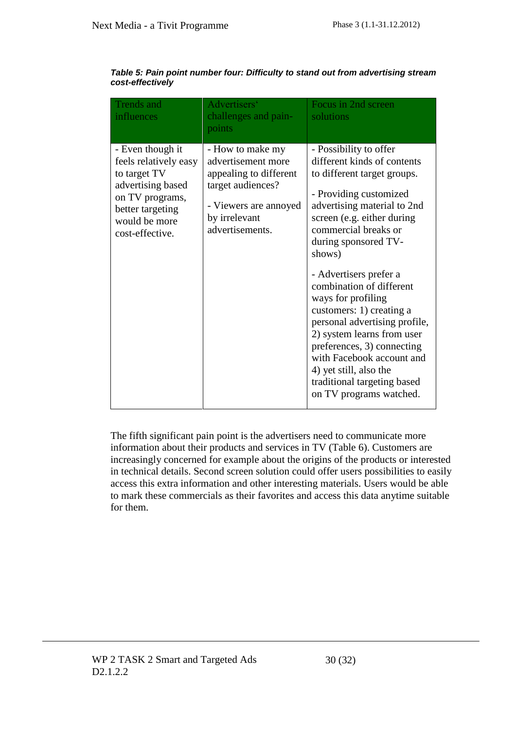***Table 5: Pain point number four: Difficulty to stand out from advertising stream cost-effectively***

| Trends and influences | Advertisers' challenges and pain-points | Focus in 2nd screen solutions |
|---|---|---|
| - Even though it feels relatively easy to target TV advertising based on TV programs, better targeting would be more cost-effective. | - How to make my advertisement more appealing to different target audiences?<br><br>- Viewers are annoyed by irrelevant advertisements. | - Possibility to offer different kinds of contents to different target groups.<br><br>- Providing customized advertising material to 2nd screen (e.g. either during commercial breaks or during sponsored TV-shows)<br><br>- Advertisers prefer a combination of different ways for profiling customers: 1) creating a personal advertising profile, 2) system learns from user preferences, 3) connecting with Facebook account and 4) yet still, also the traditional targeting based on TV programs watched. |

The fifth significant pain point is the advertisers need to communicate more information about their products and services in TV (Table 6). Customers are increasingly concerned for example about the origins of the products or interested in technical details. Second screen solution could offer users possibilities to easily access this extra information and other interesting materials. Users would be able to mark these commercials as their favorites and access this data anytime suitable for them.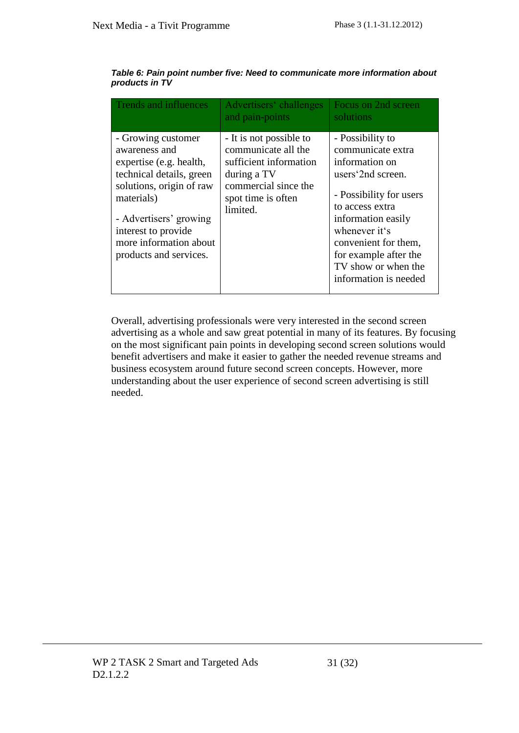***Table 6: Pain point number five: Need to communicate more information about products in TV***

| Trends and influences | Advertisers' challenges and pain-points | Focus on 2nd screen solutions |
|---|---|---|
| - Growing customer awareness and expertise (e.g. health, technical details, green solutions, origin of raw materials)<br><br>- Advertisers' growing interest to provide more information about products and services. | - It is not possible to communicate all the sufficient information during a TV commercial since the spot time is often limited. | - Possibility to communicate extra information on users'2nd screen.<br><br>- Possibility for users to access extra information easily whenever it's convenient for them, for example after the TV show or when the information is needed |

Overall, advertising professionals were very interested in the second screen advertising as a whole and saw great potential in many of its features. By focusing on the most significant pain points in developing second screen solutions would benefit advertisers and make it easier to gather the needed revenue streams and business ecosystem around future second screen concepts. However, more understanding about the user experience of second screen advertising is still needed.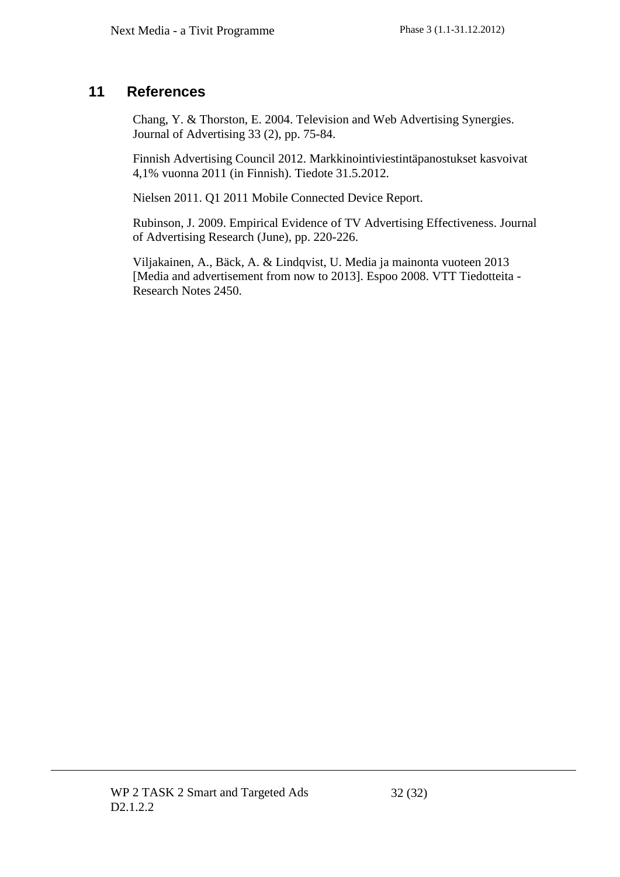# 11 References

Chang, Y. & Thorston, E. 2004. Television and Web Advertising Synergies. Journal of Advertising 33 (2), pp. 75-84.

Finnish Advertising Council 2012. Markkinointiviestintäpanostukset kasvoivat 4,1% vuonna 2011 (in Finnish). Tiedote 31.5.2012.

Nielsen 2011. Q1 2011 Mobile Connected Device Report.

Rubinson, J. 2009. Empirical Evidence of TV Advertising Effectiveness. Journal of Advertising Research (June), pp. 220-226.

Viljakainen, A., Bäck, A. & Lindqvist, U. Media ja mainonta vuoteen 2013 [Media and advertisement from now to 2013]. Espoo 2008. VTT Tiedotteita - Research Notes 2450.